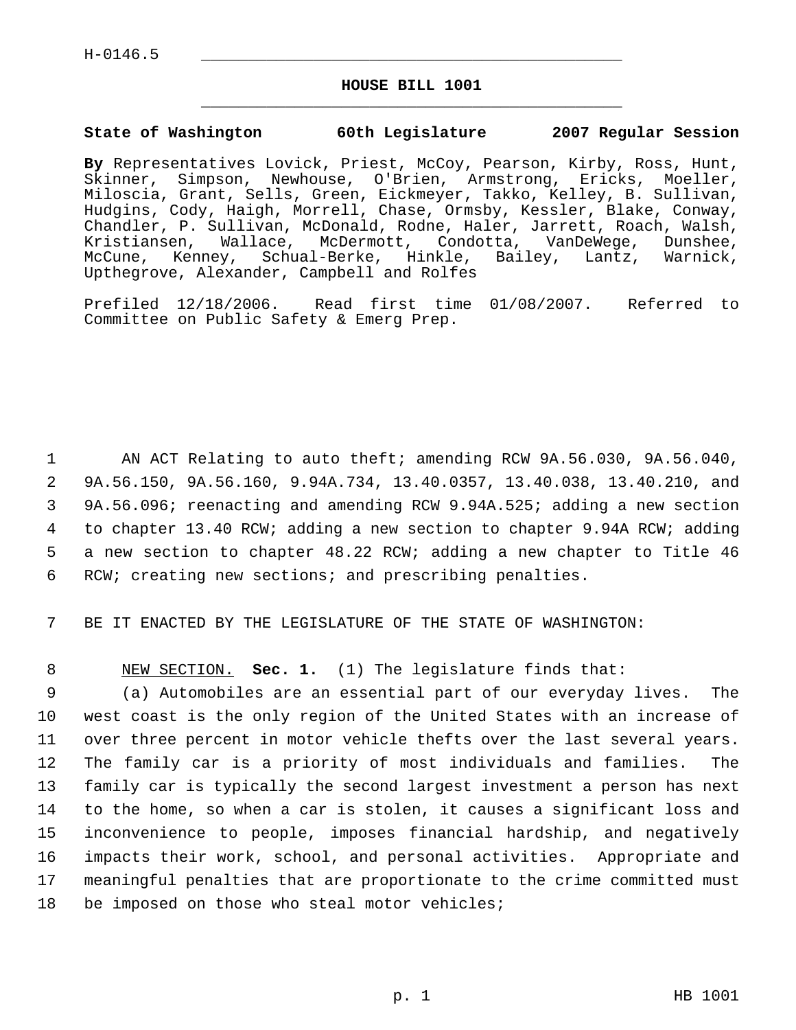H-0146.5

# HOUSE BILL 1001

**State of Washington 60th Legislature 2007 Regular Session**

**By** Representatives Lovick, Priest, McCoy, Pearson, Kirby, Ross, Hunt, Skinner, Simpson, Newhouse, O'Brien, Armstrong, Ericks, Moeller, Miloscia, Grant, Sells, Green, Eickmeyer, Takko, Kelley, B. Sullivan, Hudgins, Cody, Haigh, Morrell, Chase, Ormsby, Kessler, Blake, Conway, Chandler, P. Sullivan, McDonald, Rodne, Haler, Jarrett, Roach, Walsh, Kristiansen, Wallace, McDermott, Condotta, VanDeWege, Dunshee, McCune, Kenney, Schual-Berke, Hinkle, Bailey, Lantz, Warnick, Upthegrove, Alexander, Campbell and Rolfes

Prefiled 12/18/2006. Read first time 01/08/2007. Referred to Committee on Public Safety & Emerg Prep.

1 AN ACT Relating to auto theft; amending RCW 9A.56.030, 9A.56.040, 2 9A.56.150, 9A.56.160, 9.94A.734, 13.40.0357, 13.40.038, 13.40.210, and 3 9A.56.096; reenacting and amending RCW 9.94A.525; adding a new section 4 to chapter 13.40 RCW; adding a new section to chapter 9.94A RCW; adding 5 a new section to chapter 48.22 RCW; adding a new chapter to Title 46 6 RCW; creating new sections; and prescribing penalties.

7 BE IT ENACTED BY THE LEGISLATURE OF THE STATE OF WASHINGTON:

8 NEW SECTION. **Sec. 1.** (1) The legislature finds that:

9 (a) Automobiles are an essential part of our everyday lives. The 10 west coast is the only region of the United States with an increase of 11 over three percent in motor vehicle thefts over the last several years. 12 The family car is a priority of most individuals and families. The 13 family car is typically the second largest investment a person has next 14 to the home, so when a car is stolen, it causes a significant loss and 15 inconvenience to people, imposes financial hardship, and negatively 16 impacts their work, school, and personal activities. Appropriate and 17 meaningful penalties that are proportionate to the crime committed must 18 be imposed on those who steal motor vehicles;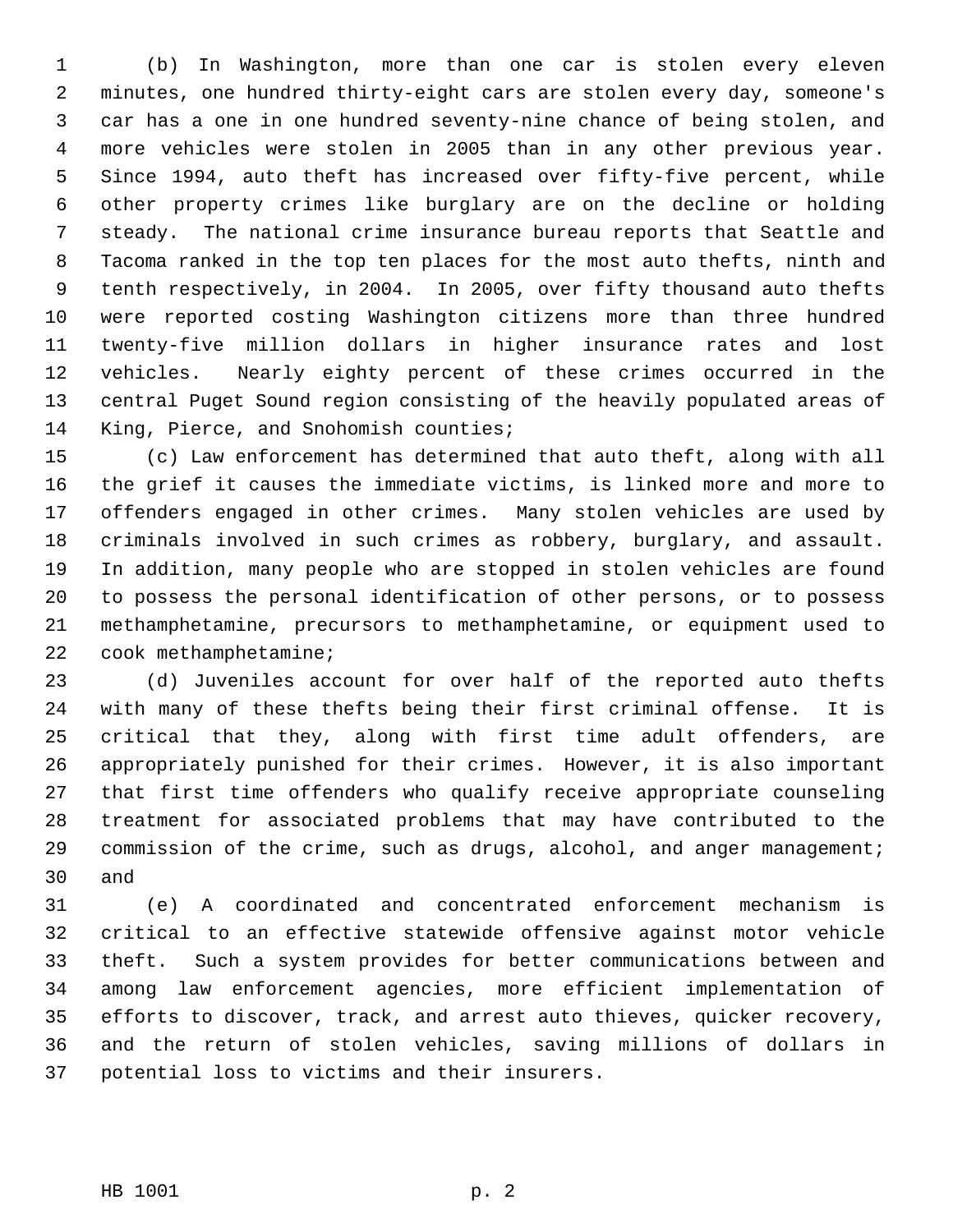(b) In Washington, more than one car is stolen every eleven minutes, one hundred thirty-eight cars are stolen every day, someone's car has a one in one hundred seventy-nine chance of being stolen, and more vehicles were stolen in 2005 than in any other previous year. Since 1994, auto theft has increased over fifty-five percent, while other property crimes like burglary are on the decline or holding steady. The national crime insurance bureau reports that Seattle and Tacoma ranked in the top ten places for the most auto thefts, ninth and tenth respectively, in 2004. In 2005, over fifty thousand auto thefts were reported costing Washington citizens more than three hundred twenty-five million dollars in higher insurance rates and lost vehicles. Nearly eighty percent of these crimes occurred in the central Puget Sound region consisting of the heavily populated areas of King, Pierce, and Snohomish counties;

(c) Law enforcement has determined that auto theft, along with all the grief it causes the immediate victims, is linked more and more to offenders engaged in other crimes. Many stolen vehicles are used by criminals involved in such crimes as robbery, burglary, and assault. In addition, many people who are stopped in stolen vehicles are found to possess the personal identification of other persons, or to possess methamphetamine, precursors to methamphetamine, or equipment used to cook methamphetamine;

(d) Juveniles account for over half of the reported auto thefts with many of these thefts being their first criminal offense. It is critical that they, along with first time adult offenders, are appropriately punished for their crimes. However, it is also important that first time offenders who qualify receive appropriate counseling treatment for associated problems that may have contributed to the commission of the crime, such as drugs, alcohol, and anger management; and

(e) A coordinated and concentrated enforcement mechanism is critical to an effective statewide offensive against motor vehicle theft. Such a system provides for better communications between and among law enforcement agencies, more efficient implementation of efforts to discover, track, and arrest auto thieves, quicker recovery, and the return of stolen vehicles, saving millions of dollars in potential loss to victims and their insurers.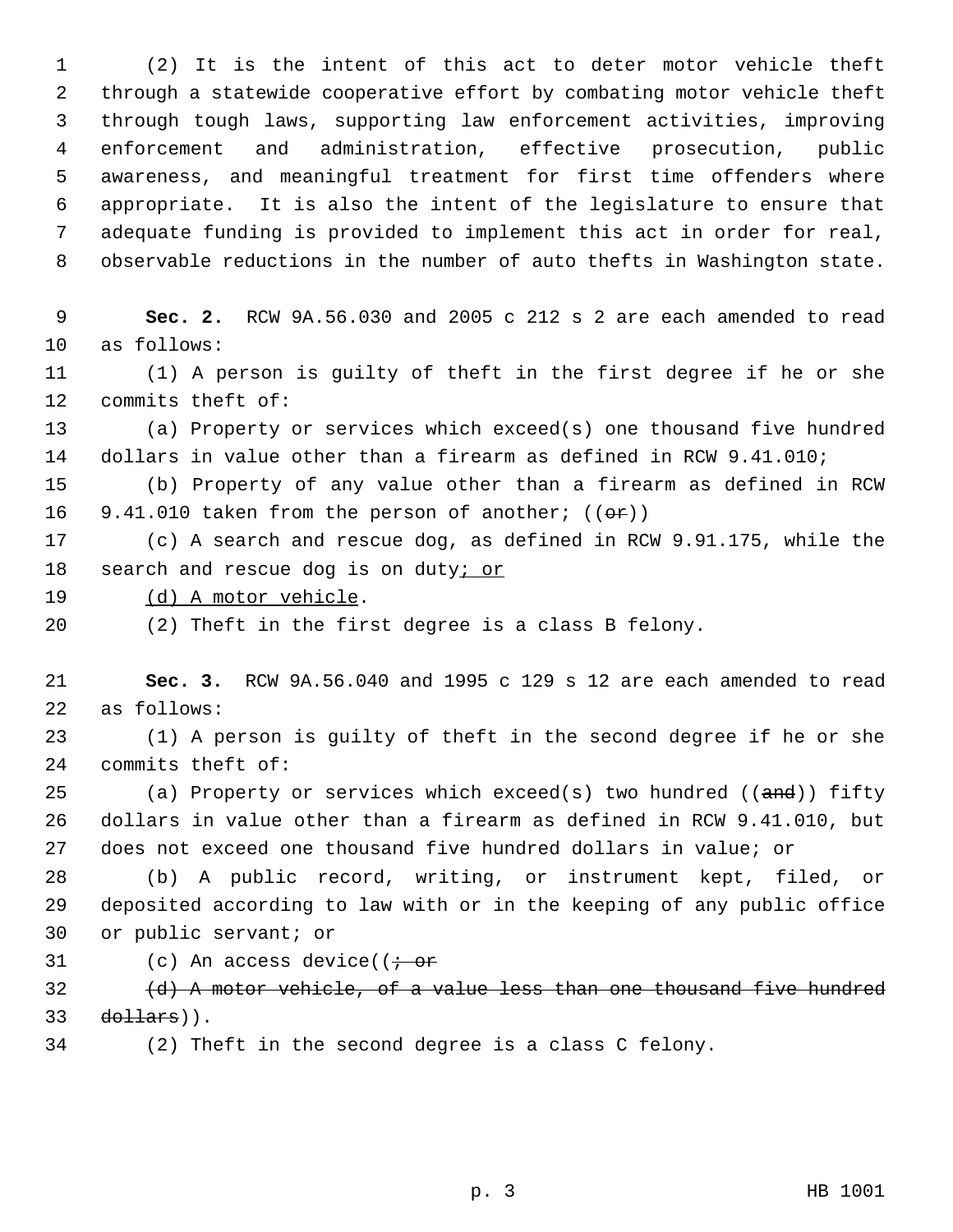(2) It is the intent of this act to deter motor vehicle theft through a statewide cooperative effort by combating motor vehicle theft through tough laws, supporting law enforcement activities, improving enforcement and administration, effective prosecution, public awareness, and meaningful treatment for first time offenders where appropriate. It is also the intent of the legislature to ensure that adequate funding is provided to implement this act in order for real, observable reductions in the number of auto thefts in Washington state.

**Sec. 2.** RCW 9A.56.030 and 2005 c 212 s 2 are each amended to read as follows:

(1) A person is guilty of theft in the first degree if he or she commits theft of:

(a) Property or services which exceed(s) one thousand five hundred dollars in value other than a firearm as defined in RCW 9.41.010;

(b) Property of any value other than a firearm as defined in RCW 9.41.010 taken from the person of another; ((~~or~~))

(c) A search and rescue dog, as defined in RCW 9.91.175, while the search and rescue dog is on duty<u>; or</u>

<u>(d) A motor vehicle</u>.

(2) Theft in the first degree is a class B felony.

**Sec. 3.** RCW 9A.56.040 and 1995 c 129 s 12 are each amended to read as follows:

(1) A person is guilty of theft in the second degree if he or she commits theft of:

(a) Property or services which exceed(s) two hundred ((~~and~~)) fifty dollars in value other than a firearm as defined in RCW 9.41.010, but does not exceed one thousand five hundred dollars in value; or

(b) A public record, writing, or instrument kept, filed, or deposited according to law with or in the keeping of any public office or public servant; or

(c) An access device((~~; or~~

~~(d) A motor vehicle, of a value less than one thousand five hundred dollars~~)).

(2) Theft in the second degree is a class C felony.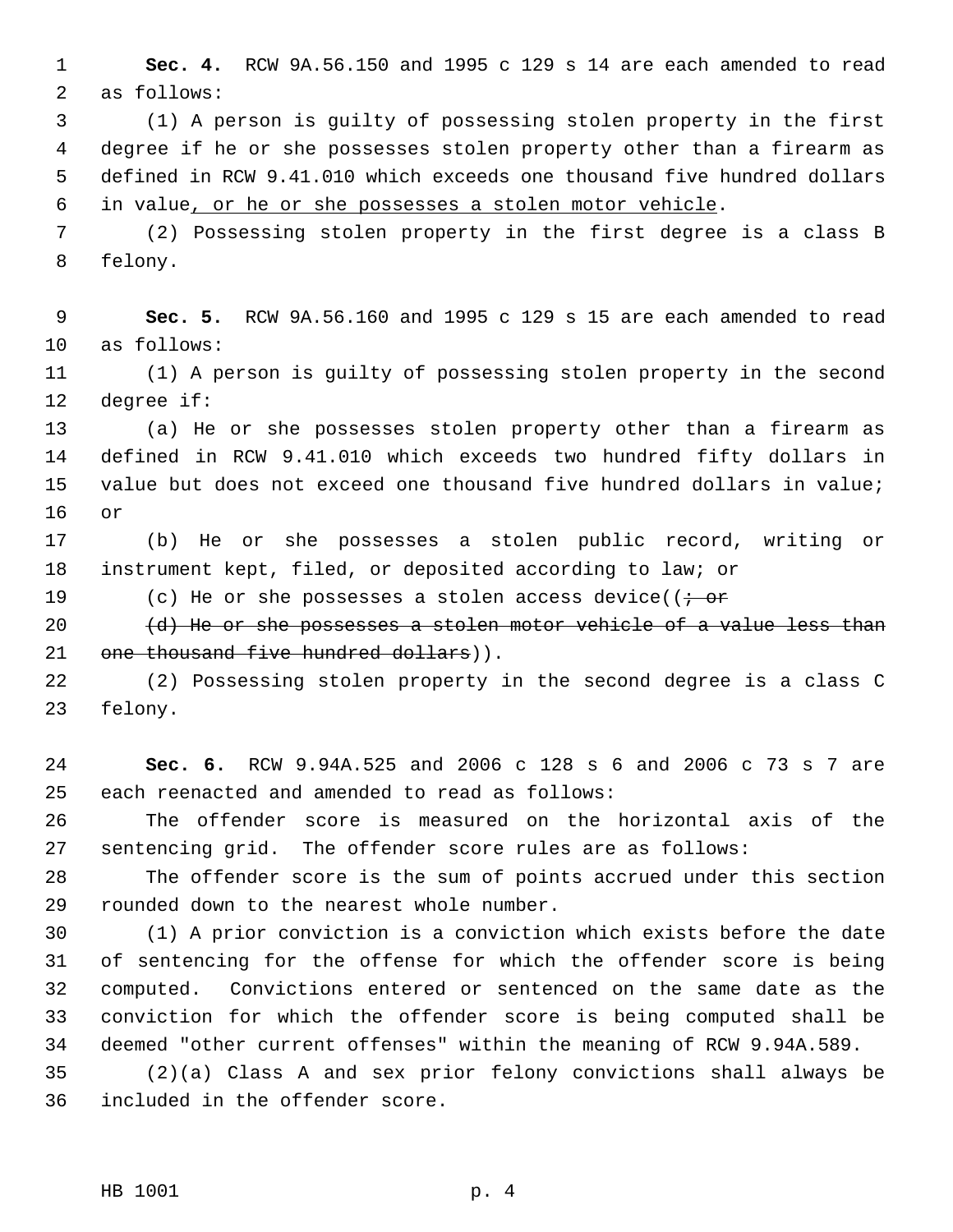**Sec. 4.** RCW 9A.56.150 and 1995 c 129 s 14 are each amended to read as follows:

(1) A person is guilty of possessing stolen property in the first degree if he or she possesses stolen property other than a firearm as defined in RCW 9.41.010 which exceeds one thousand five hundred dollars in value<u>, or he or she possesses a stolen motor vehicle</u>.

(2) Possessing stolen property in the first degree is a class B felony.

**Sec. 5.** RCW 9A.56.160 and 1995 c 129 s 15 are each amended to read as follows:

(1) A person is guilty of possessing stolen property in the second degree if:

(a) He or she possesses stolen property other than a firearm as defined in RCW 9.41.010 which exceeds two hundred fifty dollars in value but does not exceed one thousand five hundred dollars in value; or

(b) He or she possesses a stolen public record, writing or instrument kept, filed, or deposited according to law; or

(c) He or she possesses a stolen access device((~~; or~~

~~(d) He or she possesses a stolen motor vehicle of a value less than one thousand five hundred dollars~~)).

(2) Possessing stolen property in the second degree is a class C felony.

**Sec. 6.** RCW 9.94A.525 and 2006 c 128 s 6 and 2006 c 73 s 7 are each reenacted and amended to read as follows:

The offender score is measured on the horizontal axis of the sentencing grid. The offender score rules are as follows:

The offender score is the sum of points accrued under this section rounded down to the nearest whole number.

(1) A prior conviction is a conviction which exists before the date of sentencing for the offense for which the offender score is being computed. Convictions entered or sentenced on the same date as the conviction for which the offender score is being computed shall be deemed "other current offenses" within the meaning of RCW 9.94A.589.

(2)(a) Class A and sex prior felony convictions shall always be included in the offender score.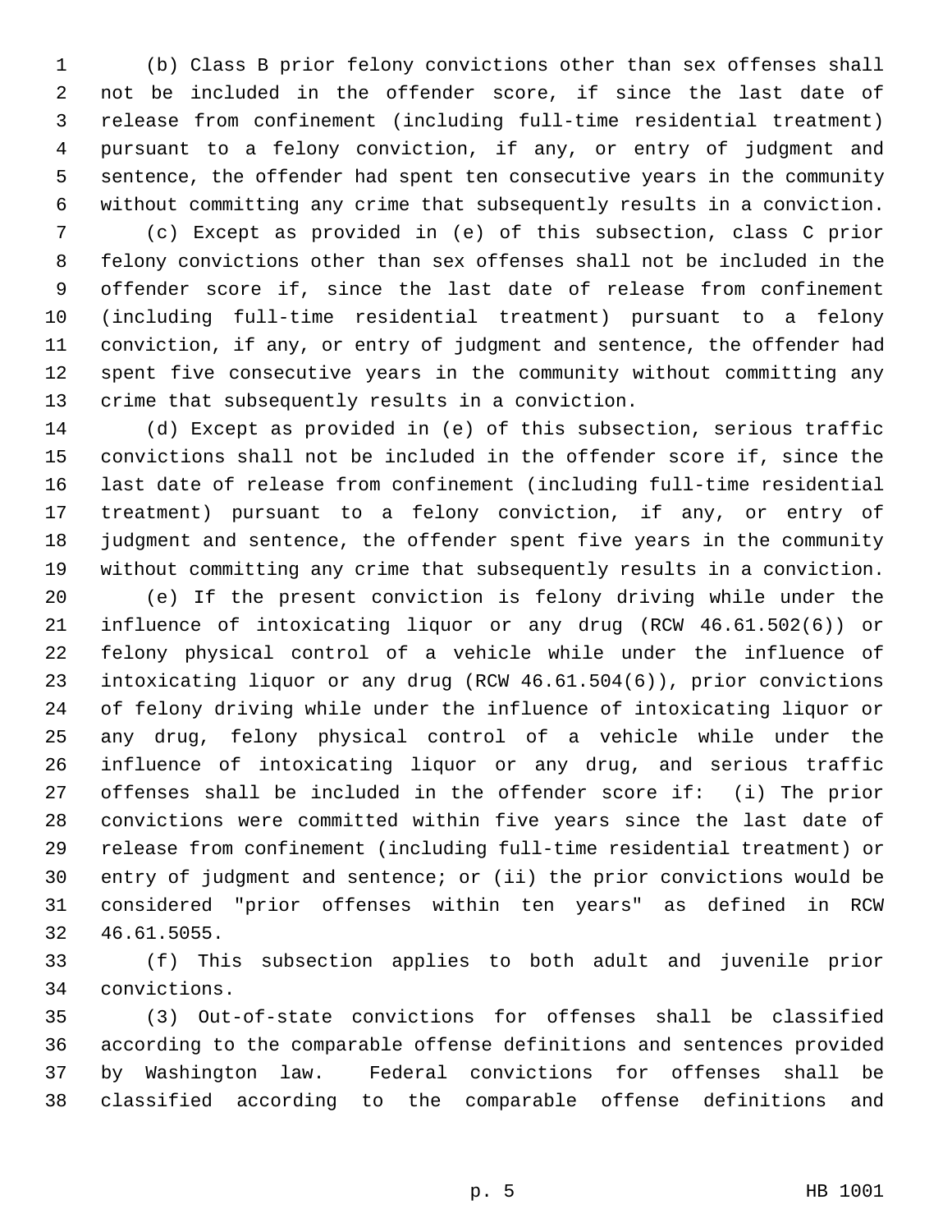(b) Class B prior felony convictions other than sex offenses shall not be included in the offender score, if since the last date of release from confinement (including full-time residential treatment) pursuant to a felony conviction, if any, or entry of judgment and sentence, the offender had spent ten consecutive years in the community without committing any crime that subsequently results in a conviction.

(c) Except as provided in (e) of this subsection, class C prior felony convictions other than sex offenses shall not be included in the offender score if, since the last date of release from confinement (including full-time residential treatment) pursuant to a felony conviction, if any, or entry of judgment and sentence, the offender had spent five consecutive years in the community without committing any crime that subsequently results in a conviction.

(d) Except as provided in (e) of this subsection, serious traffic convictions shall not be included in the offender score if, since the last date of release from confinement (including full-time residential treatment) pursuant to a felony conviction, if any, or entry of judgment and sentence, the offender spent five years in the community without committing any crime that subsequently results in a conviction.

(e) If the present conviction is felony driving while under the influence of intoxicating liquor or any drug (RCW 46.61.502(6)) or felony physical control of a vehicle while under the influence of intoxicating liquor or any drug (RCW 46.61.504(6)), prior convictions of felony driving while under the influence of intoxicating liquor or any drug, felony physical control of a vehicle while under the influence of intoxicating liquor or any drug, and serious traffic offenses shall be included in the offender score if: (i) The prior convictions were committed within five years since the last date of release from confinement (including full-time residential treatment) or entry of judgment and sentence; or (ii) the prior convictions would be considered "prior offenses within ten years" as defined in RCW 46.61.5055.

(f) This subsection applies to both adult and juvenile prior convictions.

(3) Out-of-state convictions for offenses shall be classified according to the comparable offense definitions and sentences provided by Washington law. Federal convictions for offenses shall be classified according to the comparable offense definitions and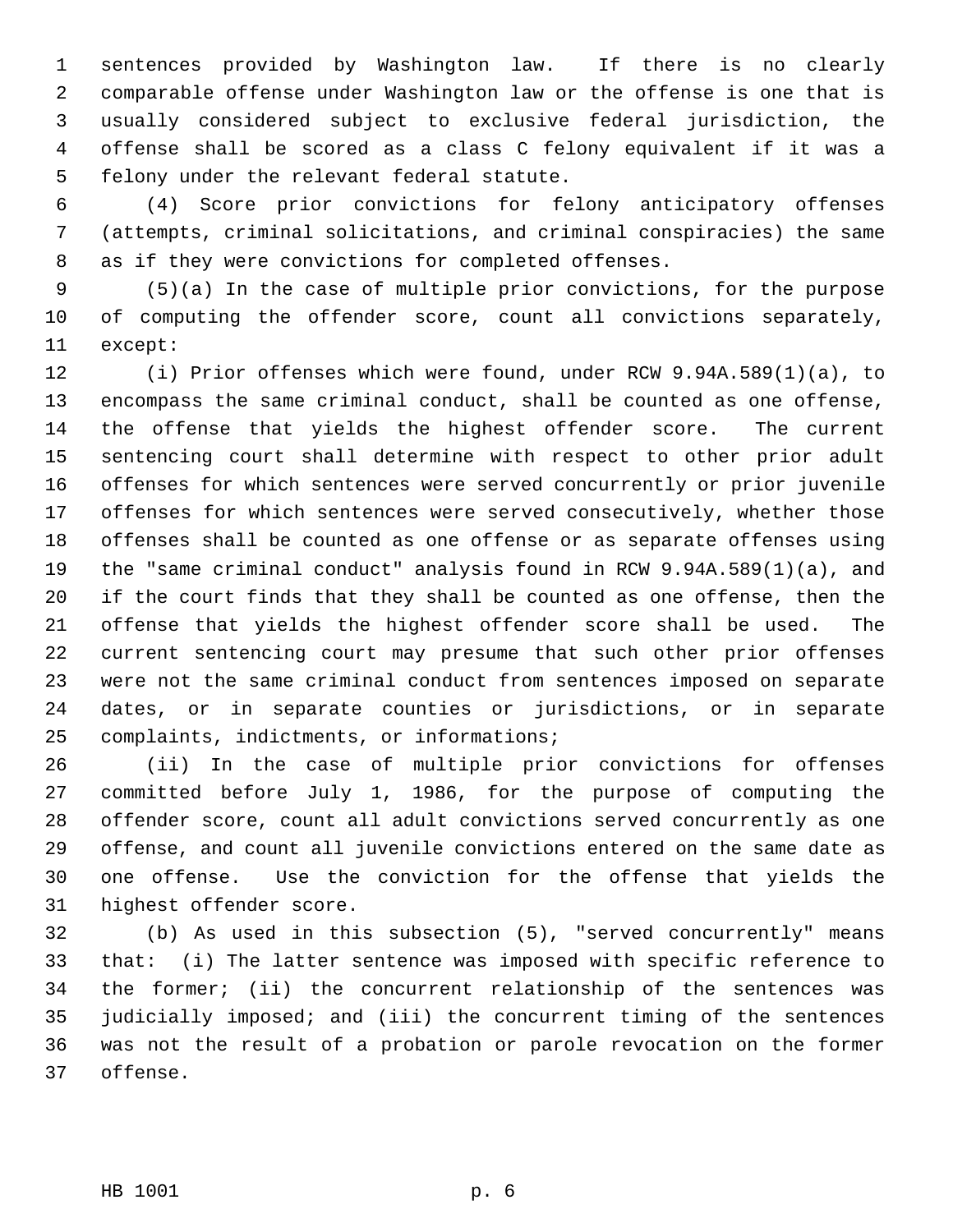sentences provided by Washington law. If there is no clearly comparable offense under Washington law or the offense is one that is usually considered subject to exclusive federal jurisdiction, the offense shall be scored as a class C felony equivalent if it was a felony under the relevant federal statute.

(4) Score prior convictions for felony anticipatory offenses (attempts, criminal solicitations, and criminal conspiracies) the same as if they were convictions for completed offenses.

(5)(a) In the case of multiple prior convictions, for the purpose of computing the offender score, count all convictions separately, except:

(i) Prior offenses which were found, under RCW 9.94A.589(1)(a), to encompass the same criminal conduct, shall be counted as one offense, the offense that yields the highest offender score. The current sentencing court shall determine with respect to other prior adult offenses for which sentences were served concurrently or prior juvenile offenses for which sentences were served consecutively, whether those offenses shall be counted as one offense or as separate offenses using the "same criminal conduct" analysis found in RCW 9.94A.589(1)(a), and if the court finds that they shall be counted as one offense, then the offense that yields the highest offender score shall be used. The current sentencing court may presume that such other prior offenses were not the same criminal conduct from sentences imposed on separate dates, or in separate counties or jurisdictions, or in separate complaints, indictments, or informations;

(ii) In the case of multiple prior convictions for offenses committed before July 1, 1986, for the purpose of computing the offender score, count all adult convictions served concurrently as one offense, and count all juvenile convictions entered on the same date as one offense. Use the conviction for the offense that yields the highest offender score.

(b) As used in this subsection (5), "served concurrently" means that: (i) The latter sentence was imposed with specific reference to the former; (ii) the concurrent relationship of the sentences was judicially imposed; and (iii) the concurrent timing of the sentences was not the result of a probation or parole revocation on the former offense.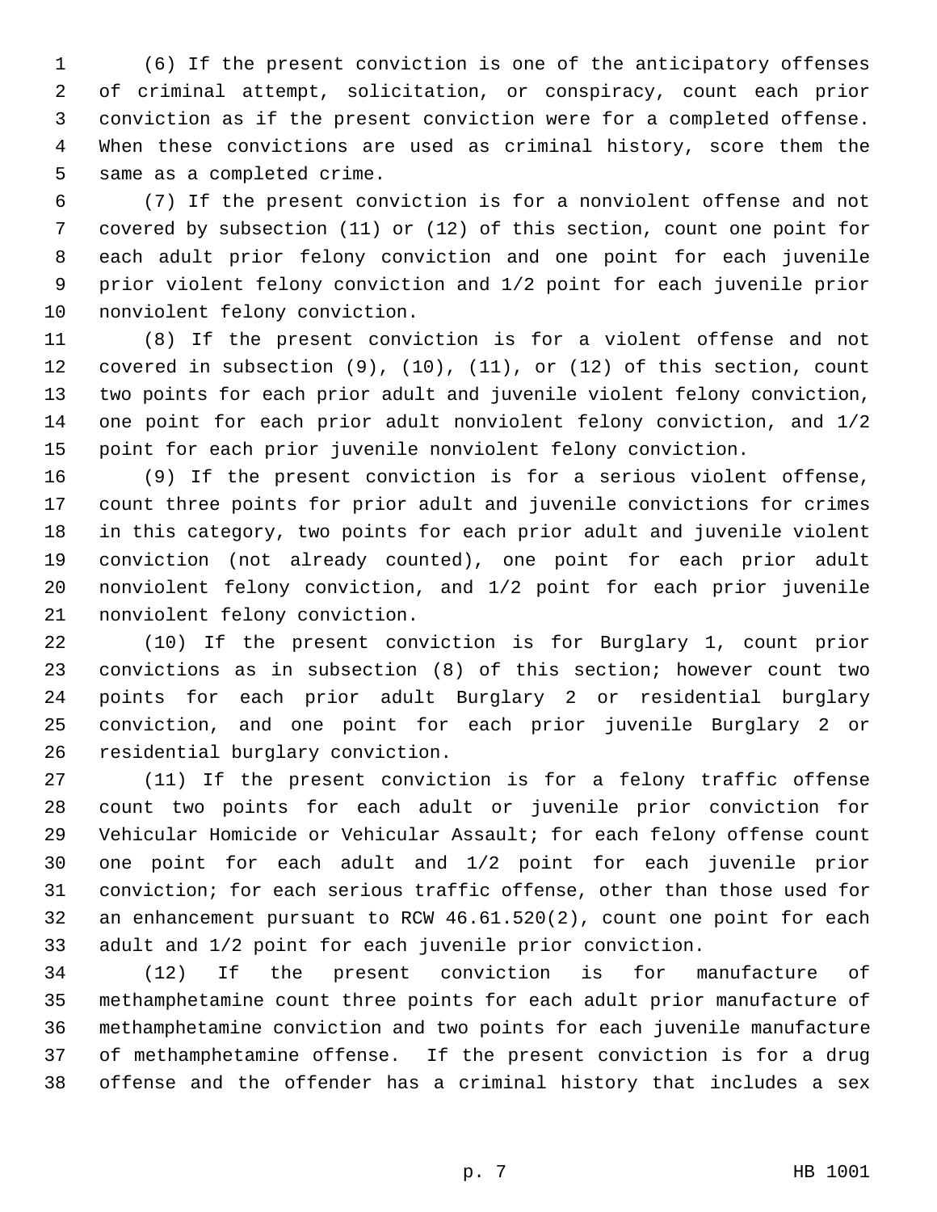(6) If the present conviction is one of the anticipatory offenses of criminal attempt, solicitation, or conspiracy, count each prior conviction as if the present conviction were for a completed offense. When these convictions are used as criminal history, score them the same as a completed crime.

(7) If the present conviction is for a nonviolent offense and not covered by subsection (11) or (12) of this section, count one point for each adult prior felony conviction and one point for each juvenile prior violent felony conviction and 1/2 point for each juvenile prior nonviolent felony conviction.

(8) If the present conviction is for a violent offense and not covered in subsection (9), (10), (11), or (12) of this section, count two points for each prior adult and juvenile violent felony conviction, one point for each prior adult nonviolent felony conviction, and 1/2 point for each prior juvenile nonviolent felony conviction.

(9) If the present conviction is for a serious violent offense, count three points for prior adult and juvenile convictions for crimes in this category, two points for each prior adult and juvenile violent conviction (not already counted), one point for each prior adult nonviolent felony conviction, and 1/2 point for each prior juvenile nonviolent felony conviction.

(10) If the present conviction is for Burglary 1, count prior convictions as in subsection (8) of this section; however count two points for each prior adult Burglary 2 or residential burglary conviction, and one point for each prior juvenile Burglary 2 or residential burglary conviction.

(11) If the present conviction is for a felony traffic offense count two points for each adult or juvenile prior conviction for Vehicular Homicide or Vehicular Assault; for each felony offense count one point for each adult and 1/2 point for each juvenile prior conviction; for each serious traffic offense, other than those used for an enhancement pursuant to RCW 46.61.520(2), count one point for each adult and 1/2 point for each juvenile prior conviction.

(12) If the present conviction is for manufacture of methamphetamine count three points for each adult prior manufacture of methamphetamine conviction and two points for each juvenile manufacture of methamphetamine offense. If the present conviction is for a drug offense and the offender has a criminal history that includes a sex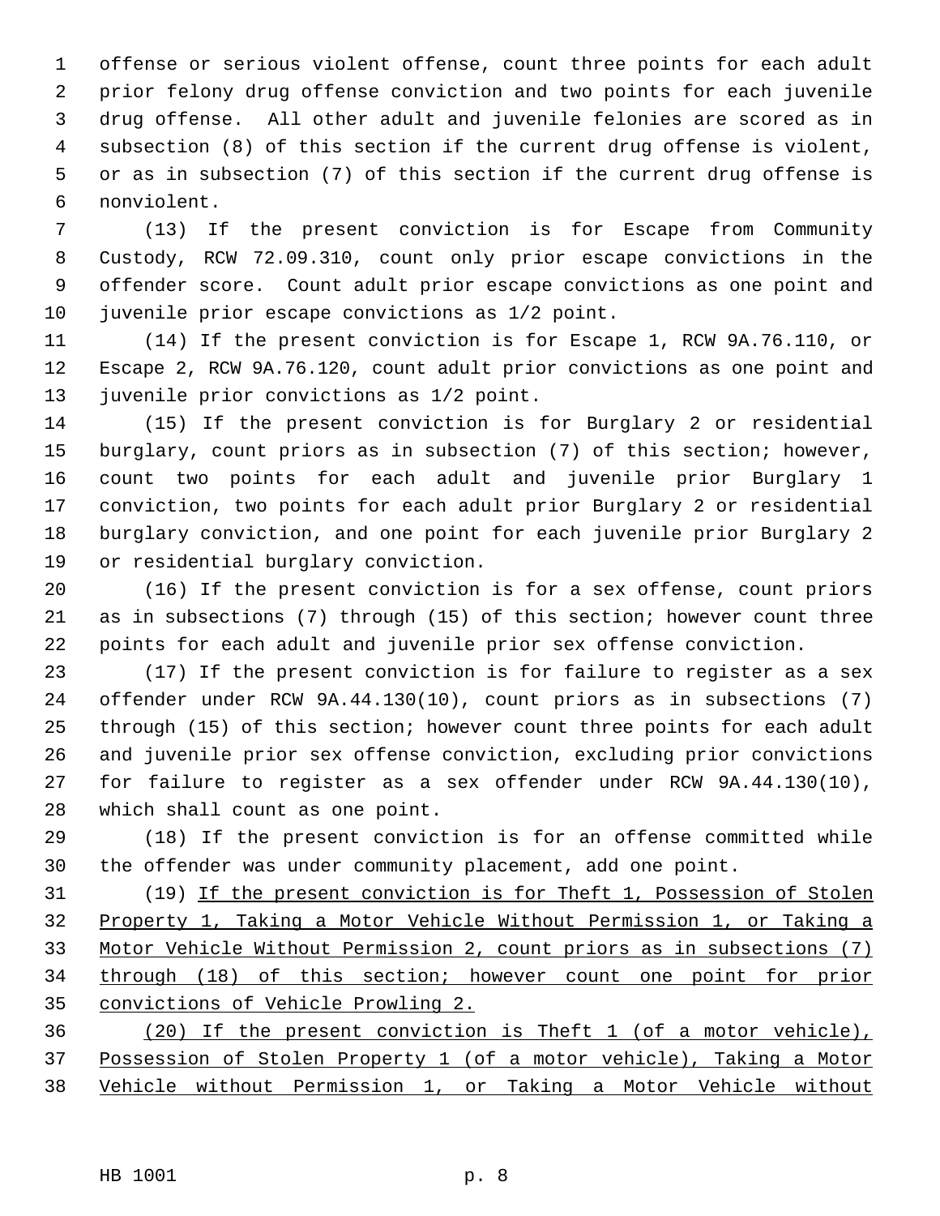offense or serious violent offense, count three points for each adult prior felony drug offense conviction and two points for each juvenile drug offense. All other adult and juvenile felonies are scored as in subsection (8) of this section if the current drug offense is violent, or as in subsection (7) of this section if the current drug offense is nonviolent.

(13) If the present conviction is for Escape from Community Custody, RCW 72.09.310, count only prior escape convictions in the offender score. Count adult prior escape convictions as one point and juvenile prior escape convictions as 1/2 point.

(14) If the present conviction is for Escape 1, RCW 9A.76.110, or Escape 2, RCW 9A.76.120, count adult prior convictions as one point and juvenile prior convictions as 1/2 point.

(15) If the present conviction is for Burglary 2 or residential burglary, count priors as in subsection (7) of this section; however, count two points for each adult and juvenile prior Burglary 1 conviction, two points for each adult prior Burglary 2 or residential burglary conviction, and one point for each juvenile prior Burglary 2 or residential burglary conviction.

(16) If the present conviction is for a sex offense, count priors as in subsections (7) through (15) of this section; however count three points for each adult and juvenile prior sex offense conviction.

(17) If the present conviction is for failure to register as a sex offender under RCW 9A.44.130(10), count priors as in subsections (7) through (15) of this section; however count three points for each adult and juvenile prior sex offense conviction, excluding prior convictions for failure to register as a sex offender under RCW 9A.44.130(10), which shall count as one point.

(18) If the present conviction is for an offense committed while the offender was under community placement, add one point.

(19) <u>If the present conviction is for Theft 1, Possession of Stolen Property 1, Taking a Motor Vehicle Without Permission 1, or Taking a Motor Vehicle Without Permission 2, count priors as in subsections (7) through (18) of this section; however count one point for prior convictions of Vehicle Prowling 2.</u>

<u>(20) If the present conviction is Theft 1 (of a motor vehicle), Possession of Stolen Property 1 (of a motor vehicle), Taking a Motor Vehicle without Permission 1, or Taking a Motor Vehicle without</u>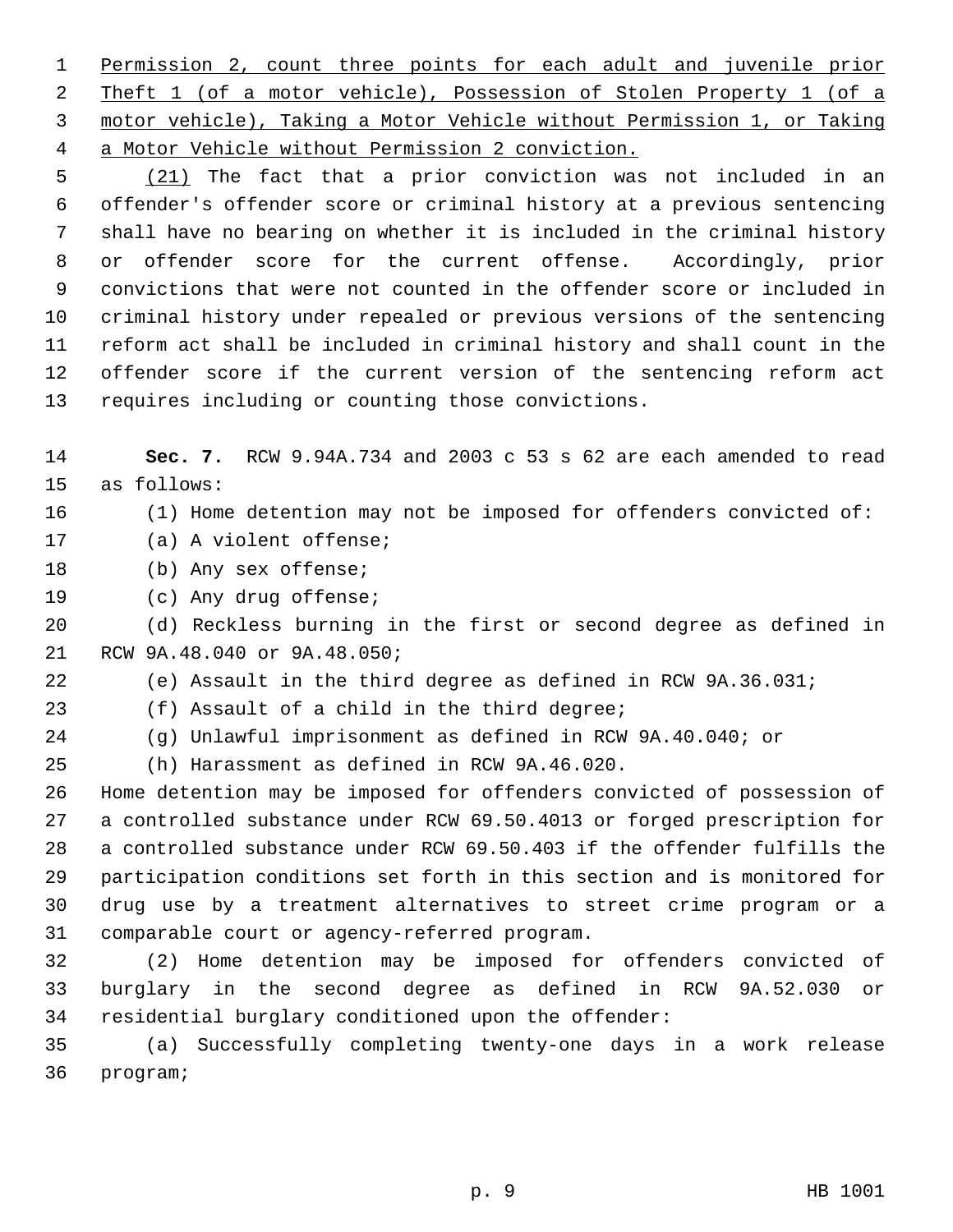Permission 2, count three points for each adult and juvenile prior Theft 1 (of a motor vehicle), Possession of Stolen Property 1 (of a motor vehicle), Taking a Motor Vehicle without Permission 1, or Taking a Motor Vehicle without Permission 2 conviction.

(21) The fact that a prior conviction was not included in an offender's offender score or criminal history at a previous sentencing shall have no bearing on whether it is included in the criminal history or offender score for the current offense. Accordingly, prior convictions that were not counted in the offender score or included in criminal history under repealed or previous versions of the sentencing reform act shall be included in criminal history and shall count in the offender score if the current version of the sentencing reform act requires including or counting those convictions.

**Sec. 7.** RCW 9.94A.734 and 2003 c 53 s 62 are each amended to read as follows:

(1) Home detention may not be imposed for offenders convicted of:

(a) A violent offense;

(b) Any sex offense;

(c) Any drug offense;

(d) Reckless burning in the first or second degree as defined in RCW 9A.48.040 or 9A.48.050;

(e) Assault in the third degree as defined in RCW 9A.36.031;

(f) Assault of a child in the third degree;

(g) Unlawful imprisonment as defined in RCW 9A.40.040; or

(h) Harassment as defined in RCW 9A.46.020.

Home detention may be imposed for offenders convicted of possession of a controlled substance under RCW 69.50.4013 or forged prescription for a controlled substance under RCW 69.50.403 if the offender fulfills the participation conditions set forth in this section and is monitored for drug use by a treatment alternatives to street crime program or a comparable court or agency-referred program.

(2) Home detention may be imposed for offenders convicted of burglary in the second degree as defined in RCW 9A.52.030 or residential burglary conditioned upon the offender:

(a) Successfully completing twenty-one days in a work release program;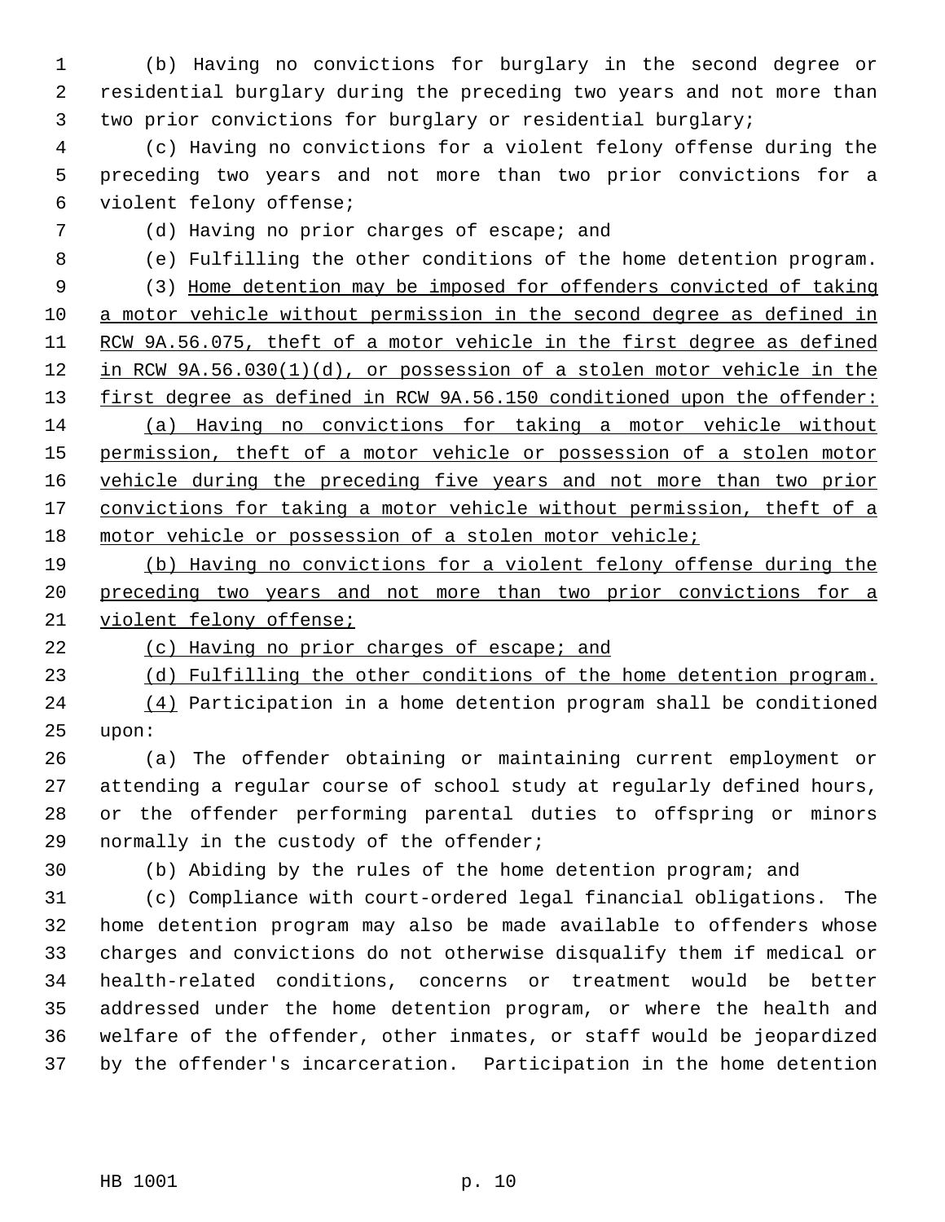(b) Having no convictions for burglary in the second degree or residential burglary during the preceding two years and not more than two prior convictions for burglary or residential burglary;

(c) Having no convictions for a violent felony offense during the preceding two years and not more than two prior convictions for a violent felony offense;

(d) Having no prior charges of escape; and

(e) Fulfilling the other conditions of the home detention program.

(3) Home detention may be imposed for offenders convicted of taking a motor vehicle without permission in the second degree as defined in RCW 9A.56.075, theft of a motor vehicle in the first degree as defined in RCW 9A.56.030(1)(d), or possession of a stolen motor vehicle in the first degree as defined in RCW 9A.56.150 conditioned upon the offender:

(a) Having no convictions for taking a motor vehicle without permission, theft of a motor vehicle or possession of a stolen motor vehicle during the preceding five years and not more than two prior convictions for taking a motor vehicle without permission, theft of a motor vehicle or possession of a stolen motor vehicle;

(b) Having no convictions for a violent felony offense during the preceding two years and not more than two prior convictions for a violent felony offense;

(c) Having no prior charges of escape; and

(d) Fulfilling the other conditions of the home detention program.

(4) Participation in a home detention program shall be conditioned upon:

(a) The offender obtaining or maintaining current employment or attending a regular course of school study at regularly defined hours, or the offender performing parental duties to offspring or minors normally in the custody of the offender;

(b) Abiding by the rules of the home detention program; and

(c) Compliance with court-ordered legal financial obligations. The home detention program may also be made available to offenders whose charges and convictions do not otherwise disqualify them if medical or health-related conditions, concerns or treatment would be better addressed under the home detention program, or where the health and welfare of the offender, other inmates, or staff would be jeopardized by the offender's incarceration. Participation in the home detention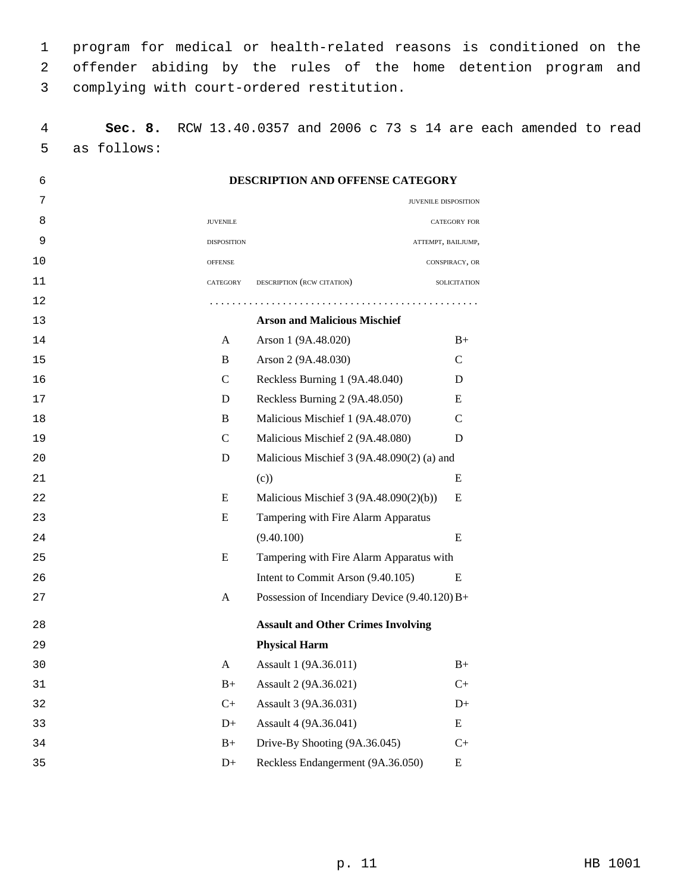program for medical or health-related reasons is conditioned on the offender abiding by the rules of the home detention program and complying with court-ordered restitution.

**Sec. 8.** RCW 13.40.0357 and 2006 c 73 s 14 are each amended to read as follows:

**DESCRIPTION AND OFFENSE CATEGORY**

| JUVENILE DISPOSITION OFFENSE CATEGORY | DESCRIPTION (RCW CITATION) | JUVENILE DISPOSITION CATEGORY FOR ATTEMPT, BAILJUMP, CONSPIRACY, OR SOLICITATION |
|---|---|---|
| | **Arson and Malicious Mischief** | |
| A | Arson 1 (9A.48.020) | B+ |
| B | Arson 2 (9A.48.030) | C |
| C | Reckless Burning 1 (9A.48.040) | D |
| D | Reckless Burning 2 (9A.48.050) | E |
| B | Malicious Mischief 1 (9A.48.070) | C |
| C | Malicious Mischief 2 (9A.48.080) | D |
| D | Malicious Mischief 3 (9A.48.090(2) (a) and (c)) | E |
| E | Malicious Mischief 3 (9A.48.090(2)(b)) | E |
| E | Tampering with Fire Alarm Apparatus (9.40.100) | E |
| E | Tampering with Fire Alarm Apparatus with Intent to Commit Arson (9.40.105) | E |
| A | Possession of Incendiary Device (9.40.120) | B+ |
| | **Assault and Other Crimes Involving Physical Harm** | |
| A | Assault 1 (9A.36.011) | B+ |
| B+ | Assault 2 (9A.36.021) | C+ |
| C+ | Assault 3 (9A.36.031) | D+ |
| D+ | Assault 4 (9A.36.041) | E |
| B+ | Drive-By Shooting (9A.36.045) | C+ |
| D+ | Reckless Endangerment (9A.36.050) | E |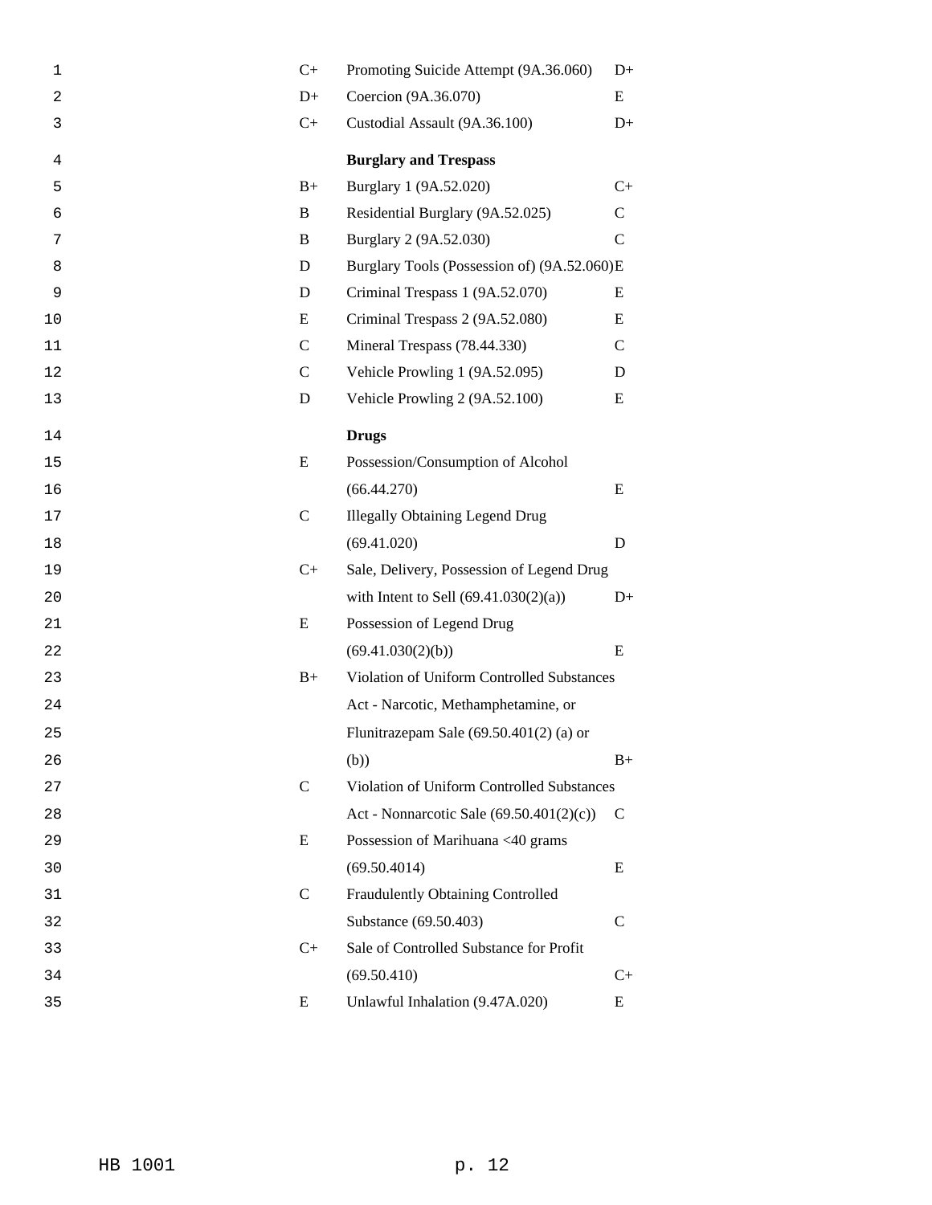| | | |
|---|---|---|
| C+ | Promoting Suicide Attempt (9A.36.060) | D+ |
| D+ | Coercion (9A.36.070) | E |
| C+ | Custodial Assault (9A.36.100) | D+ |
| | **Burglary and Trespass** | |
| B+ | Burglary 1 (9A.52.020) | C+ |
| B | Residential Burglary (9A.52.025) | C |
| B | Burglary 2 (9A.52.030) | C |
| D | Burglary Tools (Possession of) (9A.52.060) | E |
| D | Criminal Trespass 1 (9A.52.070) | E |
| E | Criminal Trespass 2 (9A.52.080) | E |
| C | Mineral Trespass (78.44.330) | C |
| C | Vehicle Prowling 1 (9A.52.095) | D |
| D | Vehicle Prowling 2 (9A.52.100) | E |
| | **Drugs** | |
| E | Possession/Consumption of Alcohol (66.44.270) | E |
| C | Illegally Obtaining Legend Drug (69.41.020) | D |
| C+ | Sale, Delivery, Possession of Legend Drug with Intent to Sell (69.41.030(2)(a)) | D+ |
| E | Possession of Legend Drug (69.41.030(2)(b)) | E |
| B+ | Violation of Uniform Controlled Substances Act - Narcotic, Methamphetamine, or Flunitrazepam Sale (69.50.401(2) (a) or (b)) | B+ |
| C | Violation of Uniform Controlled Substances Act - Nonnarcotic Sale (69.50.401(2)(c)) | C |
| E | Possession of Marihuana <40 grams (69.50.4014) | E |
| C | Fraudulently Obtaining Controlled Substance (69.50.403) | C |
| C+ | Sale of Controlled Substance for Profit (69.50.410) | C+ |
| E | Unlawful Inhalation (9.47A.020) | E |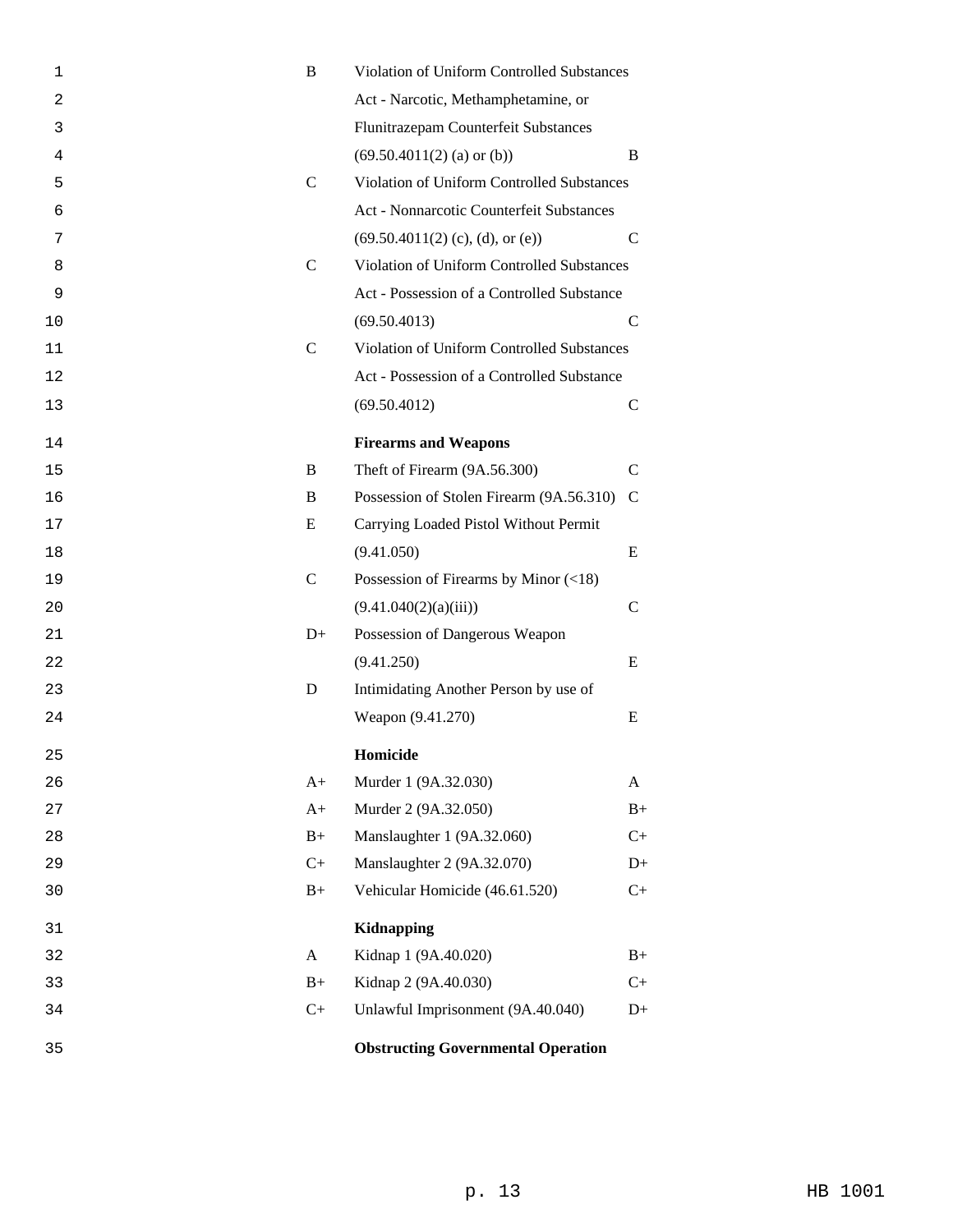| | | |
|---|---|---|
| B | Violation of Uniform Controlled Substances Act - Narcotic, Methamphetamine, or Flunitrazepam Counterfeit Substances (69.50.4011(2) (a) or (b)) | B |
| C | Violation of Uniform Controlled Substances Act - Nonnarcotic Counterfeit Substances (69.50.4011(2) (c), (d), or (e)) | C |
| C | Violation of Uniform Controlled Substances Act - Possession of a Controlled Substance (69.50.4013) | C |
| C | Violation of Uniform Controlled Substances Act - Possession of a Controlled Substance (69.50.4012) | C |
| | **Firearms and Weapons** | |
| B | Theft of Firearm (9A.56.300) | C |
| B | Possession of Stolen Firearm (9A.56.310) | C |
| E | Carrying Loaded Pistol Without Permit (9.41.050) | E |
| C | Possession of Firearms by Minor (<18) (9.41.040(2)(a)(iii)) | C |
| D+ | Possession of Dangerous Weapon (9.41.250) | E |
| D | Intimidating Another Person by use of Weapon (9.41.270) | E |
| | **Homicide** | |
| A+ | Murder 1 (9A.32.030) | A |
| A+ | Murder 2 (9A.32.050) | B+ |
| B+ | Manslaughter 1 (9A.32.060) | C+ |
| C+ | Manslaughter 2 (9A.32.070) | D+ |
| B+ | Vehicular Homicide (46.61.520) | C+ |
| | **Kidnapping** | |
| A | Kidnap 1 (9A.40.020) | B+ |
| B+ | Kidnap 2 (9A.40.030) | C+ |
| C+ | Unlawful Imprisonment (9A.40.040) | D+ |
| | **Obstructing Governmental Operation** | |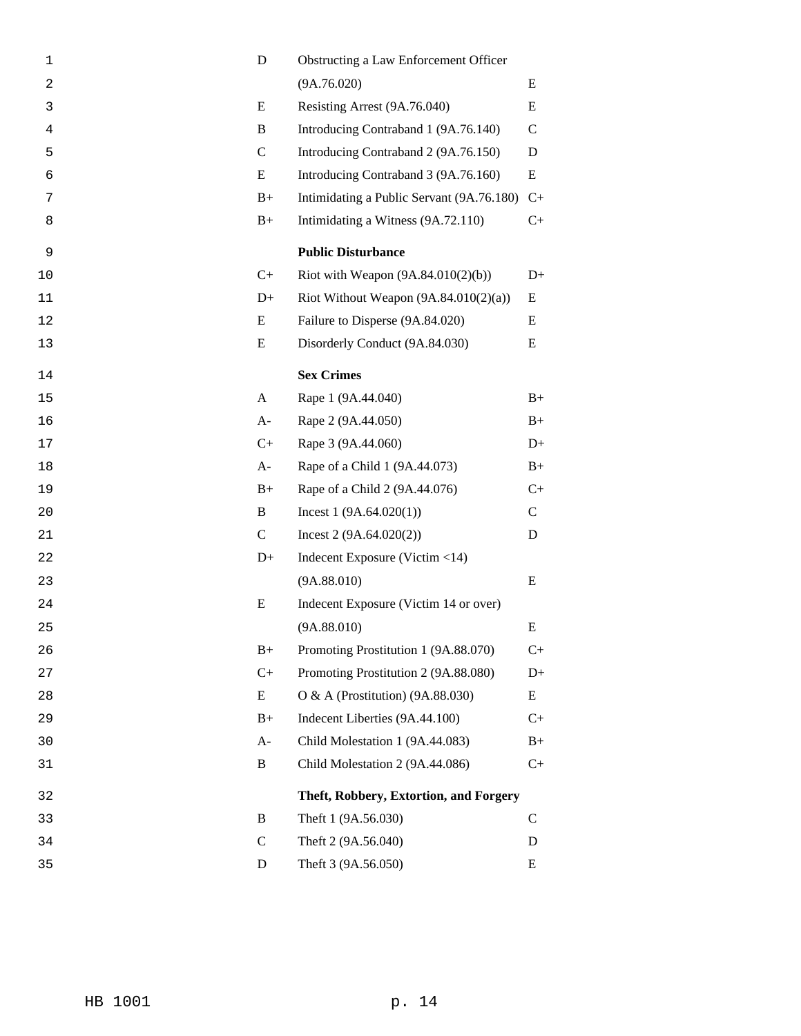| | | |
|---|---|---|
| D | Obstructing a Law Enforcement Officer (9A.76.020) | E |
| E | Resisting Arrest (9A.76.040) | E |
| B | Introducing Contraband 1 (9A.76.140) | C |
| C | Introducing Contraband 2 (9A.76.150) | D |
| E | Introducing Contraband 3 (9A.76.160) | E |
| B+ | Intimidating a Public Servant (9A.76.180) | C+ |
| B+ | Intimidating a Witness (9A.72.110) | C+ |
| | **Public Disturbance** | |
| C+ | Riot with Weapon (9A.84.010(2)(b)) | D+ |
| D+ | Riot Without Weapon (9A.84.010(2)(a)) | E |
| E | Failure to Disperse (9A.84.020) | E |
| E | Disorderly Conduct (9A.84.030) | E |
| | **Sex Crimes** | |
| A | Rape 1 (9A.44.040) | B+ |
| A- | Rape 2 (9A.44.050) | B+ |
| C+ | Rape 3 (9A.44.060) | D+ |
| A- | Rape of a Child 1 (9A.44.073) | B+ |
| B+ | Rape of a Child 2 (9A.44.076) | C+ |
| B | Incest 1 (9A.64.020(1)) | C |
| C | Incest 2 (9A.64.020(2)) | D |
| D+ | Indecent Exposure (Victim <14) (9A.88.010) | E |
| E | Indecent Exposure (Victim 14 or over) (9A.88.010) | E |
| B+ | Promoting Prostitution 1 (9A.88.070) | C+ |
| C+ | Promoting Prostitution 2 (9A.88.080) | D+ |
| E | O & A (Prostitution) (9A.88.030) | E |
| B+ | Indecent Liberties (9A.44.100) | C+ |
| A- | Child Molestation 1 (9A.44.083) | B+ |
| B | Child Molestation 2 (9A.44.086) | C+ |
| | **Theft, Robbery, Extortion, and Forgery** | |
| B | Theft 1 (9A.56.030) | C |
| C | Theft 2 (9A.56.040) | D |
| D | Theft 3 (9A.56.050) | E |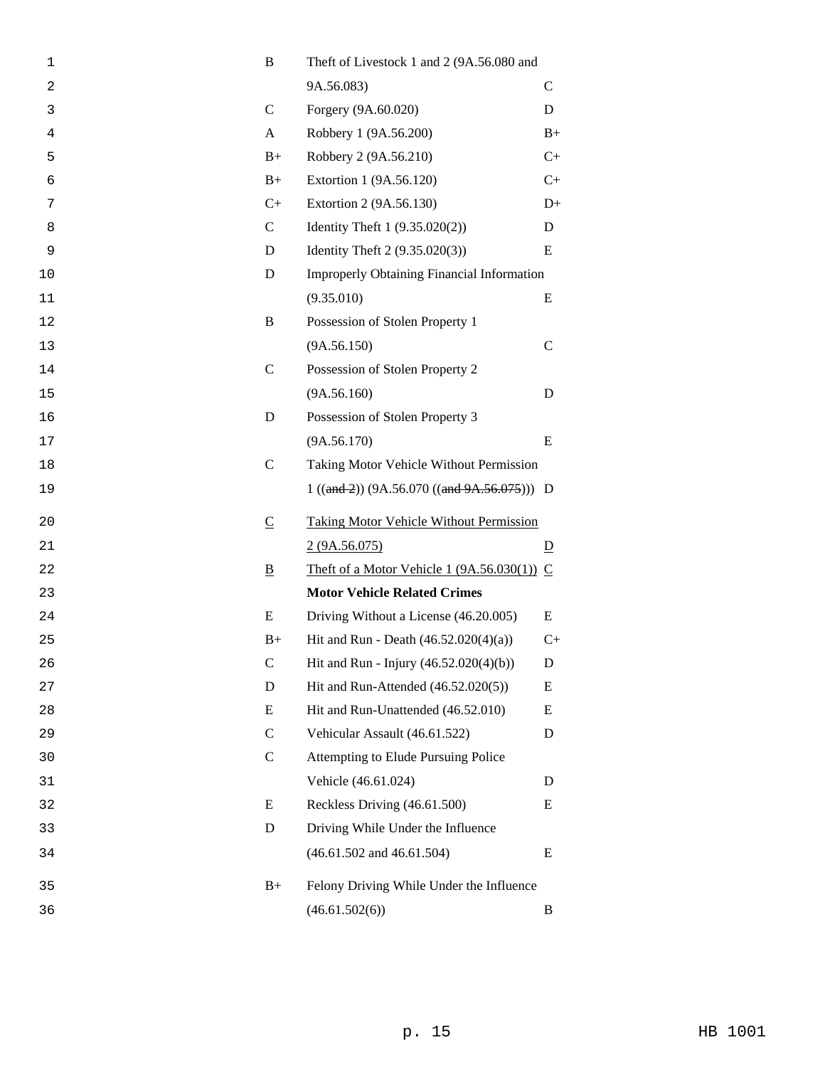| | | |
|---|---|---|
| B | Theft of Livestock 1 and 2 (9A.56.080 and 9A.56.083) | C |
| C | Forgery (9A.60.020) | D |
| A | Robbery 1 (9A.56.200) | B+ |
| B+ | Robbery 2 (9A.56.210) | C+ |
| B+ | Extortion 1 (9A.56.120) | C+ |
| C+ | Extortion 2 (9A.56.130) | D+ |
| C | Identity Theft 1 (9.35.020(2)) | D |
| D | Identity Theft 2 (9.35.020(3)) | E |
| D | Improperly Obtaining Financial Information (9.35.010) | E |
| B | Possession of Stolen Property 1 (9A.56.150) | C |
| C | Possession of Stolen Property 2 (9A.56.160) | D |
| D | Possession of Stolen Property 3 (9A.56.170) | E |
| C | Taking Motor Vehicle Without Permission 1 ((~~and 2~~)) (9A.56.070 ((~~and 9A.56.075~~))) | D |
| <u>C</u> | <u>Taking Motor Vehicle Without Permission 2 (9A.56.075)</u> | <u>D</u> |
| <u>B</u> | <u>Theft of a Motor Vehicle 1 (9A.56.030(1))</u> | <u>C</u> |
| | **Motor Vehicle Related Crimes** | |
| E | Driving Without a License (46.20.005) | E |
| B+ | Hit and Run - Death (46.52.020(4)(a)) | C+ |
| C | Hit and Run - Injury (46.52.020(4)(b)) | D |
| D | Hit and Run-Attended (46.52.020(5)) | E |
| E | Hit and Run-Unattended (46.52.010) | E |
| C | Vehicular Assault (46.61.522) | D |
| C | Attempting to Elude Pursuing Police Vehicle (46.61.024) | D |
| E | Reckless Driving (46.61.500) | E |
| D | Driving While Under the Influence (46.61.502 and 46.61.504) | E |
| B+ | Felony Driving While Under the Influence (46.61.502(6)) | B |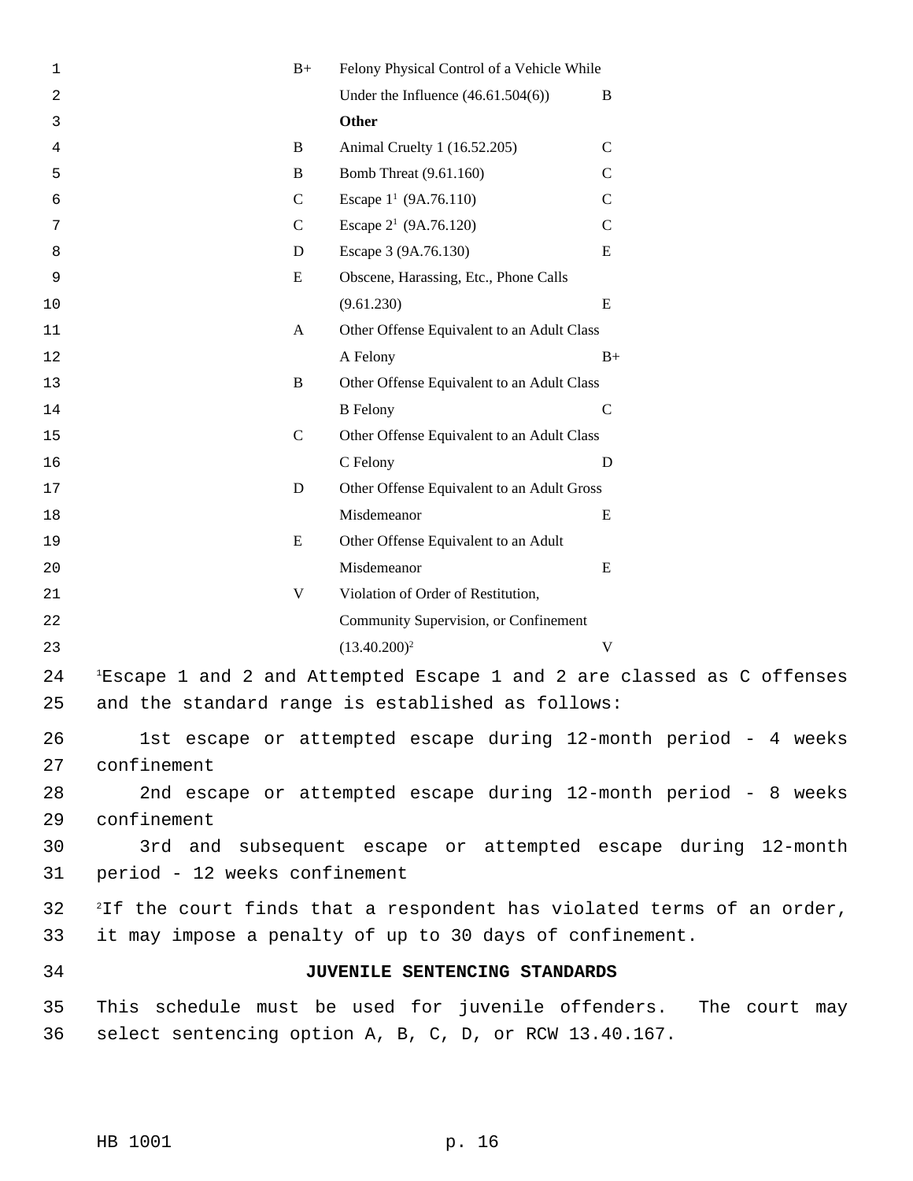| | | |
|---|---|---|
| B+ | Felony Physical Control of a Vehicle While Under the Influence (46.61.504(6)) | B |
| | **Other** | |
| B | Animal Cruelty 1 (16.52.205) | C |
| B | Bomb Threat (9.61.160) | C |
| C | Escape 1[1] (9A.76.110) | C |
| C | Escape 2[1] (9A.76.120) | C |
| D | Escape 3 (9A.76.130) | E |
| E | Obscene, Harassing, Etc., Phone Calls (9.61.230) | E |
| A | Other Offense Equivalent to an Adult Class A Felony | B+ |
| B | Other Offense Equivalent to an Adult Class B Felony | C |
| C | Other Offense Equivalent to an Adult Class C Felony | D |
| D | Other Offense Equivalent to an Adult Gross Misdemeanor | E |
| E | Other Offense Equivalent to an Adult Misdemeanor | E |
| V | Violation of Order of Restitution, Community Supervision, or Confinement (13.40.200)[2] | V |

[1]Escape 1 and 2 and Attempted Escape 1 and 2 are classed as C offenses and the standard range is established as follows:

1st escape or attempted escape during 12-month period - 4 weeks confinement

2nd escape or attempted escape during 12-month period - 8 weeks confinement

3rd and subsequent escape or attempted escape during 12-month period - 12 weeks confinement

[2]If the court finds that a respondent has violated terms of an order, it may impose a penalty of up to 30 days of confinement.

## JUVENILE SENTENCING STANDARDS

This schedule must be used for juvenile offenders. The court may select sentencing option A, B, C, D, or RCW 13.40.167.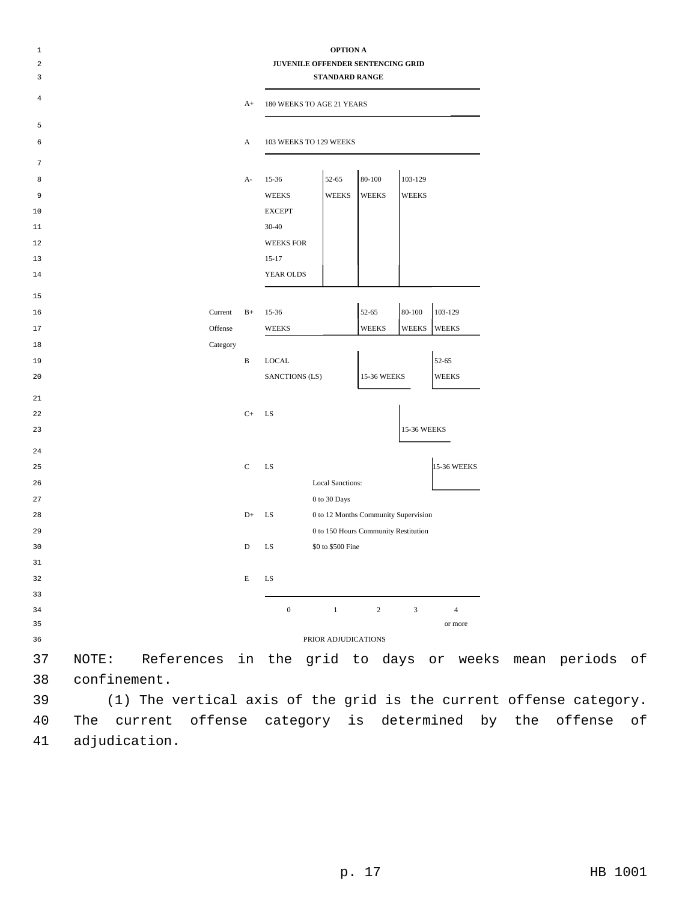**OPTION A**

**JUVENILE OFFENDER SENTENCING GRID**

**STANDARD RANGE**

| Current Offense Category | 0 | 1 | 2 | 3 | 4 or more |
|---|---|---|---|---|---|
| A+ | 180 WEEKS TO AGE 21 YEARS | | | | |
| A | 103 WEEKS TO 129 WEEKS | | | | |
| A- | 15-36 WEEKS EXCEPT 30-40 WEEKS FOR 15-17 YEAR OLDS | 52-65 WEEKS | 80-100 WEEKS | 103-129 WEEKS | 103-129 WEEKS |
| B+ | 15-36 WEEKS | 15-36 WEEKS | 52-65 WEEKS | 80-100 WEEKS | 103-129 WEEKS |
| B | LOCAL SANCTIONS (LS) | LS | 15-36 WEEKS | 15-36 WEEKS | 52-65 WEEKS |
| C+ | LS | LS | LS | 15-36 WEEKS | 15-36 WEEKS |
| C | LS | LS | LS | LS | 15-36 WEEKS |
| D+ | LS | LS | LS | LS | LS |
| D | LS | LS | LS | LS | LS |
| E | LS | LS | LS | LS | LS |

PRIOR ADJUDICATIONS

Local Sanctions:
0 to 30 Days
0 to 12 Months Community Supervision
0 to 150 Hours Community Restitution
$0 to $500 Fine

NOTE: References in the grid to days or weeks mean periods of confinement.

(1) The vertical axis of the grid is the current offense category. The current offense category is determined by the offense of adjudication.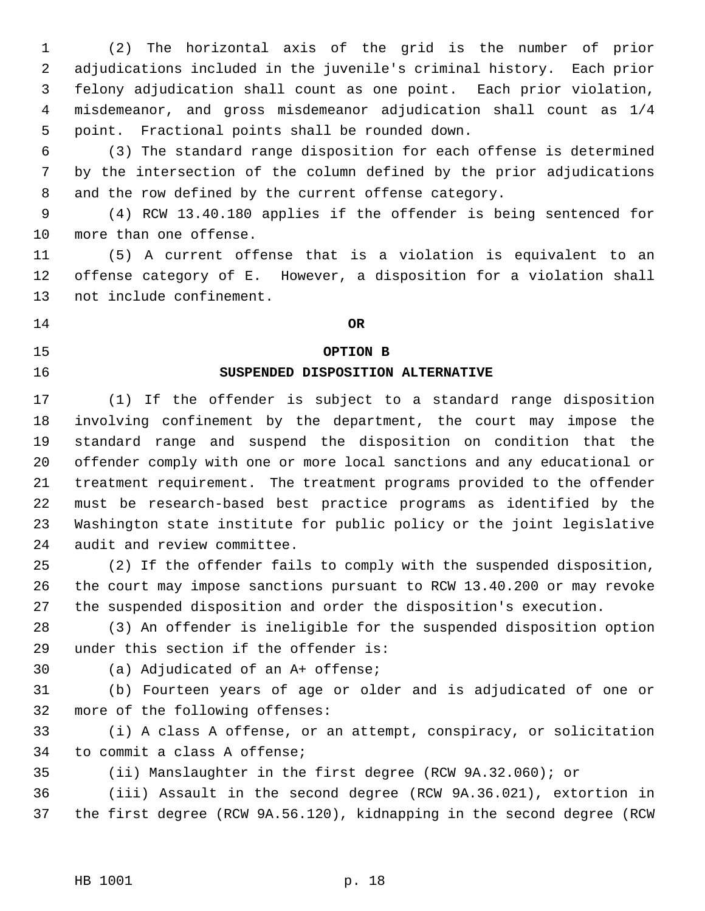(2) The horizontal axis of the grid is the number of prior adjudications included in the juvenile's criminal history. Each prior felony adjudication shall count as one point. Each prior violation, misdemeanor, and gross misdemeanor adjudication shall count as 1/4 point. Fractional points shall be rounded down.

(3) The standard range disposition for each offense is determined by the intersection of the column defined by the prior adjudications and the row defined by the current offense category.

(4) RCW 13.40.180 applies if the offender is being sentenced for more than one offense.

(5) A current offense that is a violation is equivalent to an offense category of E. However, a disposition for a violation shall not include confinement.

**OR**

**OPTION B**

**SUSPENDED DISPOSITION ALTERNATIVE**

(1) If the offender is subject to a standard range disposition involving confinement by the department, the court may impose the standard range and suspend the disposition on condition that the offender comply with one or more local sanctions and any educational or treatment requirement. The treatment programs provided to the offender must be research-based best practice programs as identified by the Washington state institute for public policy or the joint legislative audit and review committee.

(2) If the offender fails to comply with the suspended disposition, the court may impose sanctions pursuant to RCW 13.40.200 or may revoke the suspended disposition and order the disposition's execution.

(3) An offender is ineligible for the suspended disposition option under this section if the offender is:

(a) Adjudicated of an A+ offense;

(b) Fourteen years of age or older and is adjudicated of one or more of the following offenses:

(i) A class A offense, or an attempt, conspiracy, or solicitation to commit a class A offense;

(ii) Manslaughter in the first degree (RCW 9A.32.060); or

(iii) Assault in the second degree (RCW 9A.36.021), extortion in the first degree (RCW 9A.56.120), kidnapping in the second degree (RCW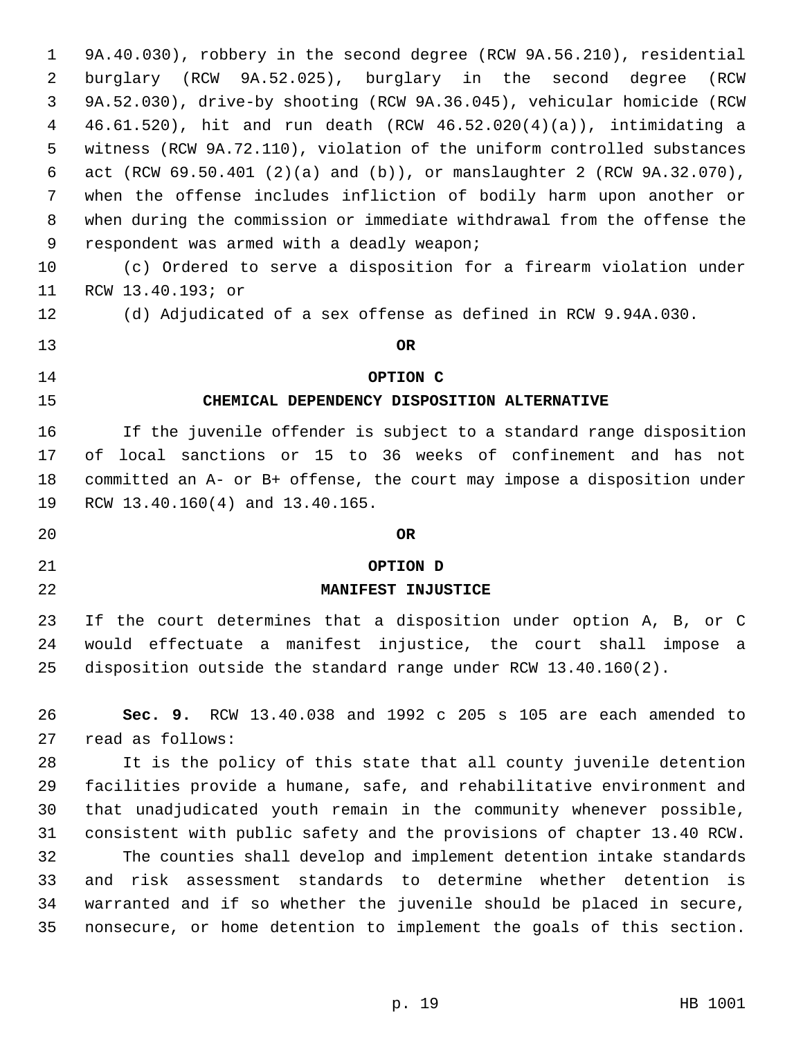9A.40.030), robbery in the second degree (RCW 9A.56.210), residential burglary (RCW 9A.52.025), burglary in the second degree (RCW 9A.52.030), drive-by shooting (RCW 9A.36.045), vehicular homicide (RCW 46.61.520), hit and run death (RCW 46.52.020(4)(a)), intimidating a witness (RCW 9A.72.110), violation of the uniform controlled substances act (RCW 69.50.401 (2)(a) and (b)), or manslaughter 2 (RCW 9A.32.070), when the offense includes infliction of bodily harm upon another or when during the commission or immediate withdrawal from the offense the respondent was armed with a deadly weapon;

(c) Ordered to serve a disposition for a firearm violation under RCW 13.40.193; or

(d) Adjudicated of a sex offense as defined in RCW 9.94A.030.

**OR**

**OPTION C**

**CHEMICAL DEPENDENCY DISPOSITION ALTERNATIVE**

If the juvenile offender is subject to a standard range disposition of local sanctions or 15 to 36 weeks of confinement and has not committed an A- or B+ offense, the court may impose a disposition under RCW 13.40.160(4) and 13.40.165.

**OR**

**OPTION D**

**MANIFEST INJUSTICE**

If the court determines that a disposition under option A, B, or C would effectuate a manifest injustice, the court shall impose a disposition outside the standard range under RCW 13.40.160(2).

**Sec. 9.** RCW 13.40.038 and 1992 c 205 s 105 are each amended to read as follows:

It is the policy of this state that all county juvenile detention facilities provide a humane, safe, and rehabilitative environment and that unadjudicated youth remain in the community whenever possible, consistent with public safety and the provisions of chapter 13.40 RCW.

The counties shall develop and implement detention intake standards and risk assessment standards to determine whether detention is warranted and if so whether the juvenile should be placed in secure, nonsecure, or home detention to implement the goals of this section.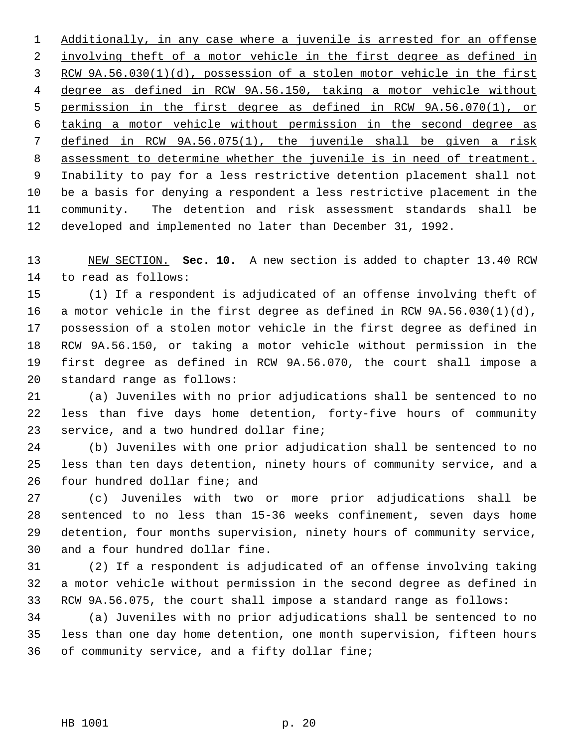Additionally, in any case where a juvenile is arrested for an offense involving theft of a motor vehicle in the first degree as defined in RCW 9A.56.030(1)(d), possession of a stolen motor vehicle in the first degree as defined in RCW 9A.56.150, taking a motor vehicle without permission in the first degree as defined in RCW 9A.56.070(1), or taking a motor vehicle without permission in the second degree as defined in RCW 9A.56.075(1), the juvenile shall be given a risk assessment to determine whether the juvenile is in need of treatment. Inability to pay for a less restrictive detention placement shall not be a basis for denying a respondent a less restrictive placement in the community. The detention and risk assessment standards shall be developed and implemented no later than December 31, 1992.

NEW SECTION. **Sec. 10.** A new section is added to chapter 13.40 RCW to read as follows:

(1) If a respondent is adjudicated of an offense involving theft of a motor vehicle in the first degree as defined in RCW 9A.56.030(1)(d), possession of a stolen motor vehicle in the first degree as defined in RCW 9A.56.150, or taking a motor vehicle without permission in the first degree as defined in RCW 9A.56.070, the court shall impose a standard range as follows:

(a) Juveniles with no prior adjudications shall be sentenced to no less than five days home detention, forty-five hours of community service, and a two hundred dollar fine;

(b) Juveniles with one prior adjudication shall be sentenced to no less than ten days detention, ninety hours of community service, and a four hundred dollar fine; and

(c) Juveniles with two or more prior adjudications shall be sentenced to no less than 15-36 weeks confinement, seven days home detention, four months supervision, ninety hours of community service, and a four hundred dollar fine.

(2) If a respondent is adjudicated of an offense involving taking a motor vehicle without permission in the second degree as defined in RCW 9A.56.075, the court shall impose a standard range as follows:

(a) Juveniles with no prior adjudications shall be sentenced to no less than one day home detention, one month supervision, fifteen hours of community service, and a fifty dollar fine;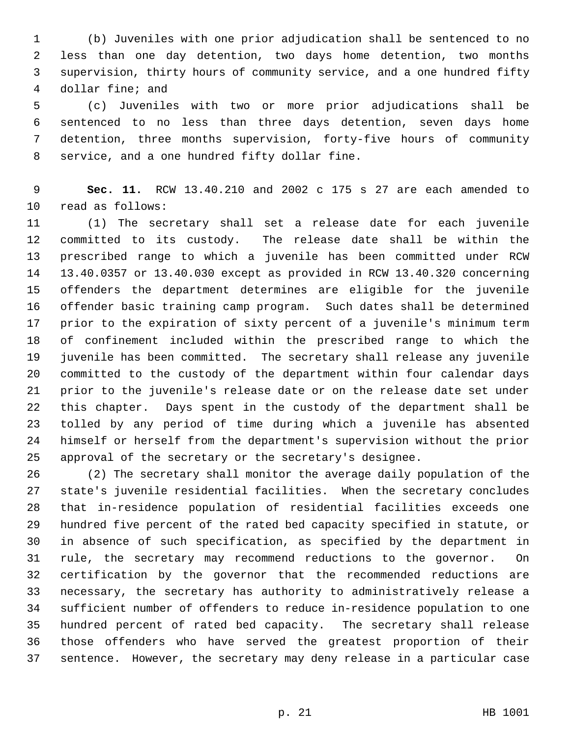(b) Juveniles with one prior adjudication shall be sentenced to no less than one day detention, two days home detention, two months supervision, thirty hours of community service, and a one hundred fifty dollar fine; and

(c) Juveniles with two or more prior adjudications shall be sentenced to no less than three days detention, seven days home detention, three months supervision, forty-five hours of community service, and a one hundred fifty dollar fine.

**Sec. 11.** RCW 13.40.210 and 2002 c 175 s 27 are each amended to read as follows:

(1) The secretary shall set a release date for each juvenile committed to its custody. The release date shall be within the prescribed range to which a juvenile has been committed under RCW 13.40.0357 or 13.40.030 except as provided in RCW 13.40.320 concerning offenders the department determines are eligible for the juvenile offender basic training camp program. Such dates shall be determined prior to the expiration of sixty percent of a juvenile's minimum term of confinement included within the prescribed range to which the juvenile has been committed. The secretary shall release any juvenile committed to the custody of the department within four calendar days prior to the juvenile's release date or on the release date set under this chapter. Days spent in the custody of the department shall be tolled by any period of time during which a juvenile has absented himself or herself from the department's supervision without the prior approval of the secretary or the secretary's designee.

(2) The secretary shall monitor the average daily population of the state's juvenile residential facilities. When the secretary concludes that in-residence population of residential facilities exceeds one hundred five percent of the rated bed capacity specified in statute, or in absence of such specification, as specified by the department in rule, the secretary may recommend reductions to the governor. On certification by the governor that the recommended reductions are necessary, the secretary has authority to administratively release a sufficient number of offenders to reduce in-residence population to one hundred percent of rated bed capacity. The secretary shall release those offenders who have served the greatest proportion of their sentence. However, the secretary may deny release in a particular case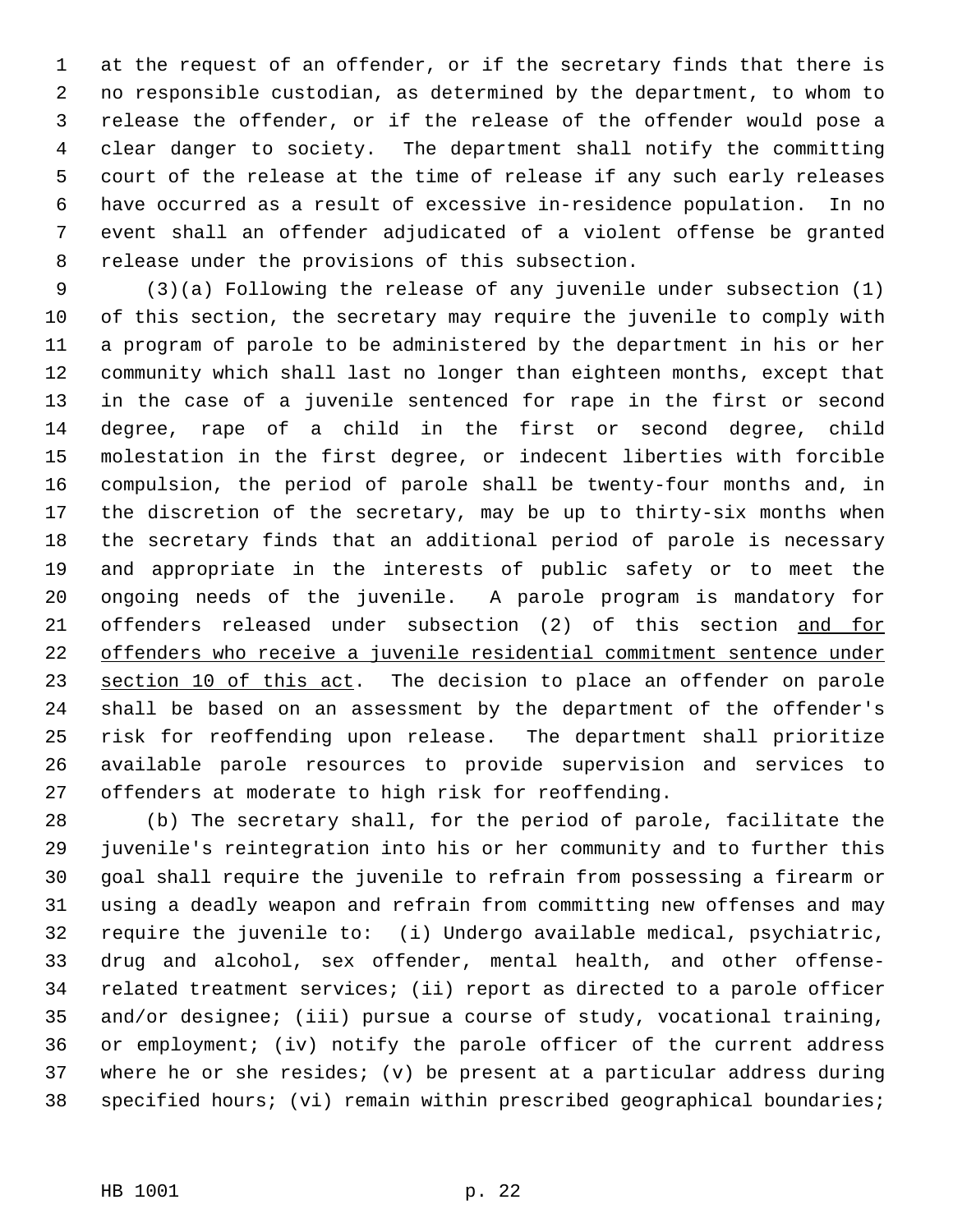at the request of an offender, or if the secretary finds that there is no responsible custodian, as determined by the department, to whom to release the offender, or if the release of the offender would pose a clear danger to society. The department shall notify the committing court of the release at the time of release if any such early releases have occurred as a result of excessive in-residence population. In no event shall an offender adjudicated of a violent offense be granted release under the provisions of this subsection.

(3)(a) Following the release of any juvenile under subsection (1) of this section, the secretary may require the juvenile to comply with a program of parole to be administered by the department in his or her community which shall last no longer than eighteen months, except that in the case of a juvenile sentenced for rape in the first or second degree, rape of a child in the first or second degree, child molestation in the first degree, or indecent liberties with forcible compulsion, the period of parole shall be twenty-four months and, in the discretion of the secretary, may be up to thirty-six months when the secretary finds that an additional period of parole is necessary and appropriate in the interests of public safety or to meet the ongoing needs of the juvenile. A parole program is mandatory for offenders released under subsection (2) of this section <u>and for offenders who receive a juvenile residential commitment sentence under section 10 of this act</u>. The decision to place an offender on parole shall be based on an assessment by the department of the offender's risk for reoffending upon release. The department shall prioritize available parole resources to provide supervision and services to offenders at moderate to high risk for reoffending.

(b) The secretary shall, for the period of parole, facilitate the juvenile's reintegration into his or her community and to further this goal shall require the juvenile to refrain from possessing a firearm or using a deadly weapon and refrain from committing new offenses and may require the juvenile to: (i) Undergo available medical, psychiatric, drug and alcohol, sex offender, mental health, and other offense-related treatment services; (ii) report as directed to a parole officer and/or designee; (iii) pursue a course of study, vocational training, or employment; (iv) notify the parole officer of the current address where he or she resides; (v) be present at a particular address during specified hours; (vi) remain within prescribed geographical boundaries;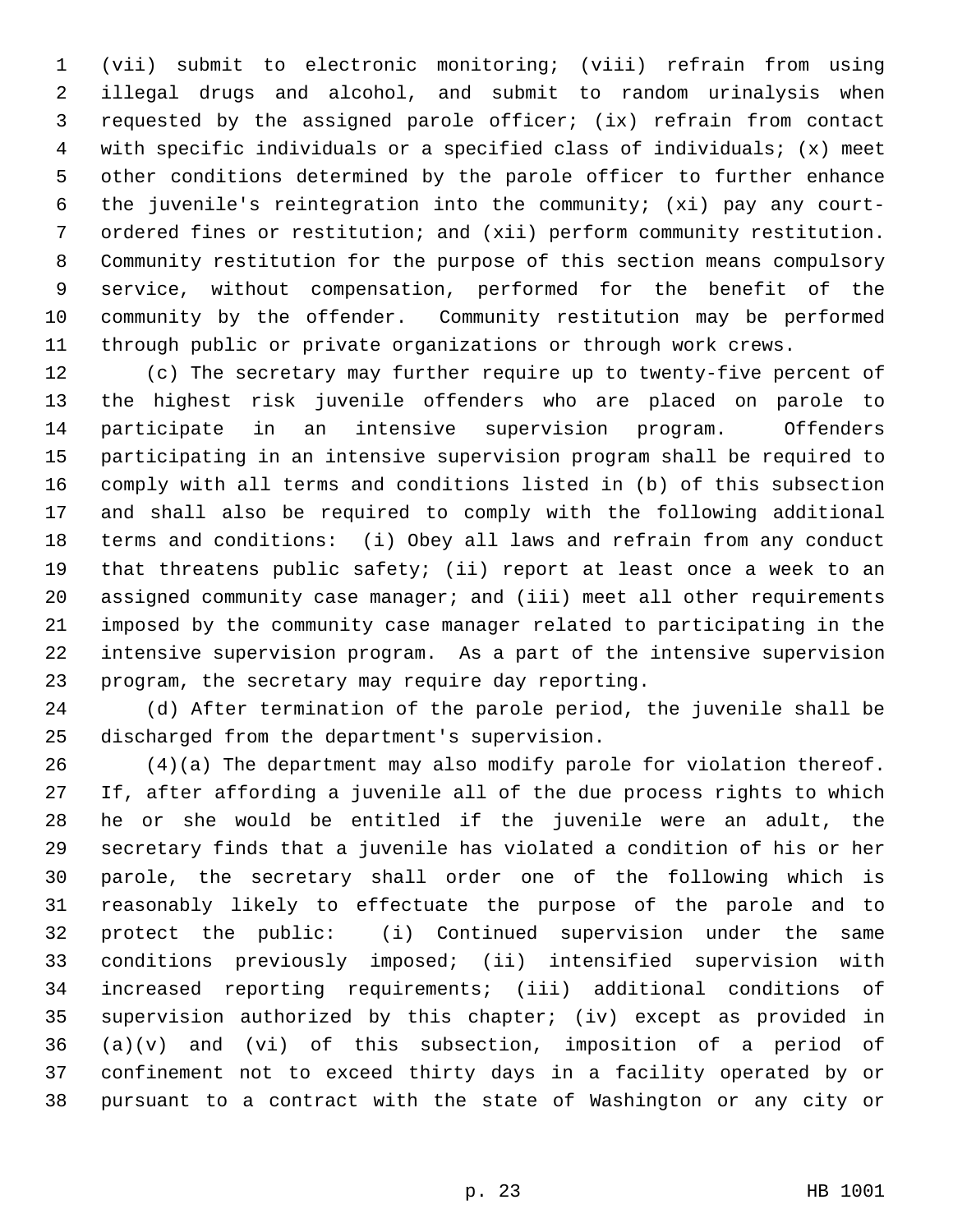(vii) submit to electronic monitoring; (viii) refrain from using illegal drugs and alcohol, and submit to random urinalysis when requested by the assigned parole officer; (ix) refrain from contact with specific individuals or a specified class of individuals; (x) meet other conditions determined by the parole officer to further enhance the juvenile's reintegration into the community; (xi) pay any court-ordered fines or restitution; and (xii) perform community restitution. Community restitution for the purpose of this section means compulsory service, without compensation, performed for the benefit of the community by the offender. Community restitution may be performed through public or private organizations or through work crews.

(c) The secretary may further require up to twenty-five percent of the highest risk juvenile offenders who are placed on parole to participate in an intensive supervision program. Offenders participating in an intensive supervision program shall be required to comply with all terms and conditions listed in (b) of this subsection and shall also be required to comply with the following additional terms and conditions: (i) Obey all laws and refrain from any conduct that threatens public safety; (ii) report at least once a week to an assigned community case manager; and (iii) meet all other requirements imposed by the community case manager related to participating in the intensive supervision program. As a part of the intensive supervision program, the secretary may require day reporting.

(d) After termination of the parole period, the juvenile shall be discharged from the department's supervision.

(4)(a) The department may also modify parole for violation thereof. If, after affording a juvenile all of the due process rights to which he or she would be entitled if the juvenile were an adult, the secretary finds that a juvenile has violated a condition of his or her parole, the secretary shall order one of the following which is reasonably likely to effectuate the purpose of the parole and to protect the public: (i) Continued supervision under the same conditions previously imposed; (ii) intensified supervision with increased reporting requirements; (iii) additional conditions of supervision authorized by this chapter; (iv) except as provided in (a)(v) and (vi) of this subsection, imposition of a period of confinement not to exceed thirty days in a facility operated by or pursuant to a contract with the state of Washington or any city or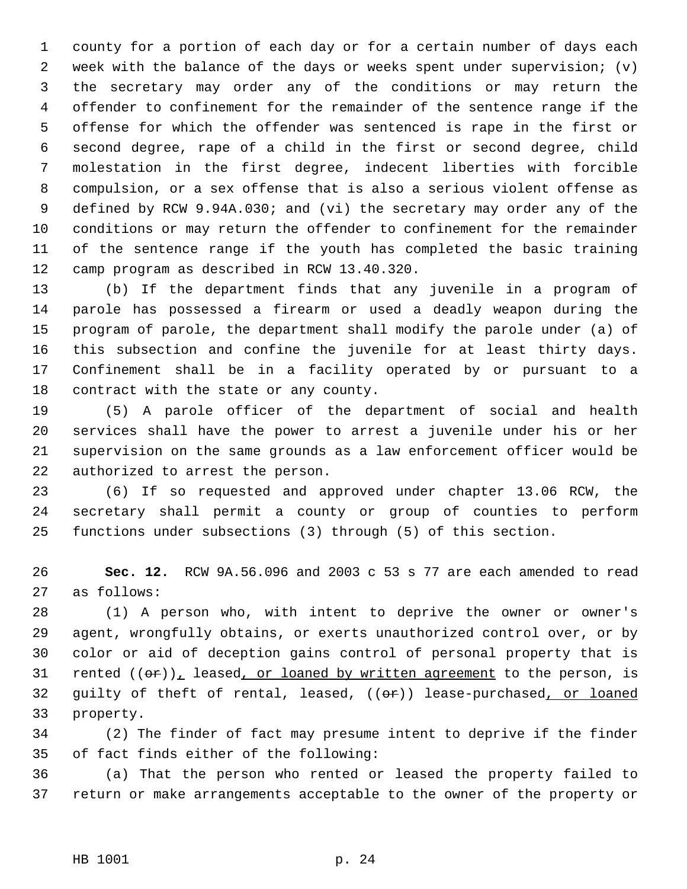county for a portion of each day or for a certain number of days each week with the balance of the days or weeks spent under supervision; (v) the secretary may order any of the conditions or may return the offender to confinement for the remainder of the sentence range if the offense for which the offender was sentenced is rape in the first or second degree, rape of a child in the first or second degree, child molestation in the first degree, indecent liberties with forcible compulsion, or a sex offense that is also a serious violent offense as defined by RCW 9.94A.030; and (vi) the secretary may order any of the conditions or may return the offender to confinement for the remainder of the sentence range if the youth has completed the basic training camp program as described in RCW 13.40.320.

(b) If the department finds that any juvenile in a program of parole has possessed a firearm or used a deadly weapon during the program of parole, the department shall modify the parole under (a) of this subsection and confine the juvenile for at least thirty days. Confinement shall be in a facility operated by or pursuant to a contract with the state or any county.

(5) A parole officer of the department of social and health services shall have the power to arrest a juvenile under his or her supervision on the same grounds as a law enforcement officer would be authorized to arrest the person.

(6) If so requested and approved under chapter 13.06 RCW, the secretary shall permit a county or group of counties to perform functions under subsections (3) through (5) of this section.

**Sec. 12.** RCW 9A.56.096 and 2003 c 53 s 77 are each amended to read as follows:

(1) A person who, with intent to deprive the owner or owner's agent, wrongfully obtains, or exerts unauthorized control over, or by color or aid of deception gains control of personal property that is rented ((~~or~~)), leased, or loaned by written agreement to the person, is guilty of theft of rental, leased, ((~~or~~)) lease-purchased, or loaned property.

(2) The finder of fact may presume intent to deprive if the finder of fact finds either of the following:

(a) That the person who rented or leased the property failed to return or make arrangements acceptable to the owner of the property or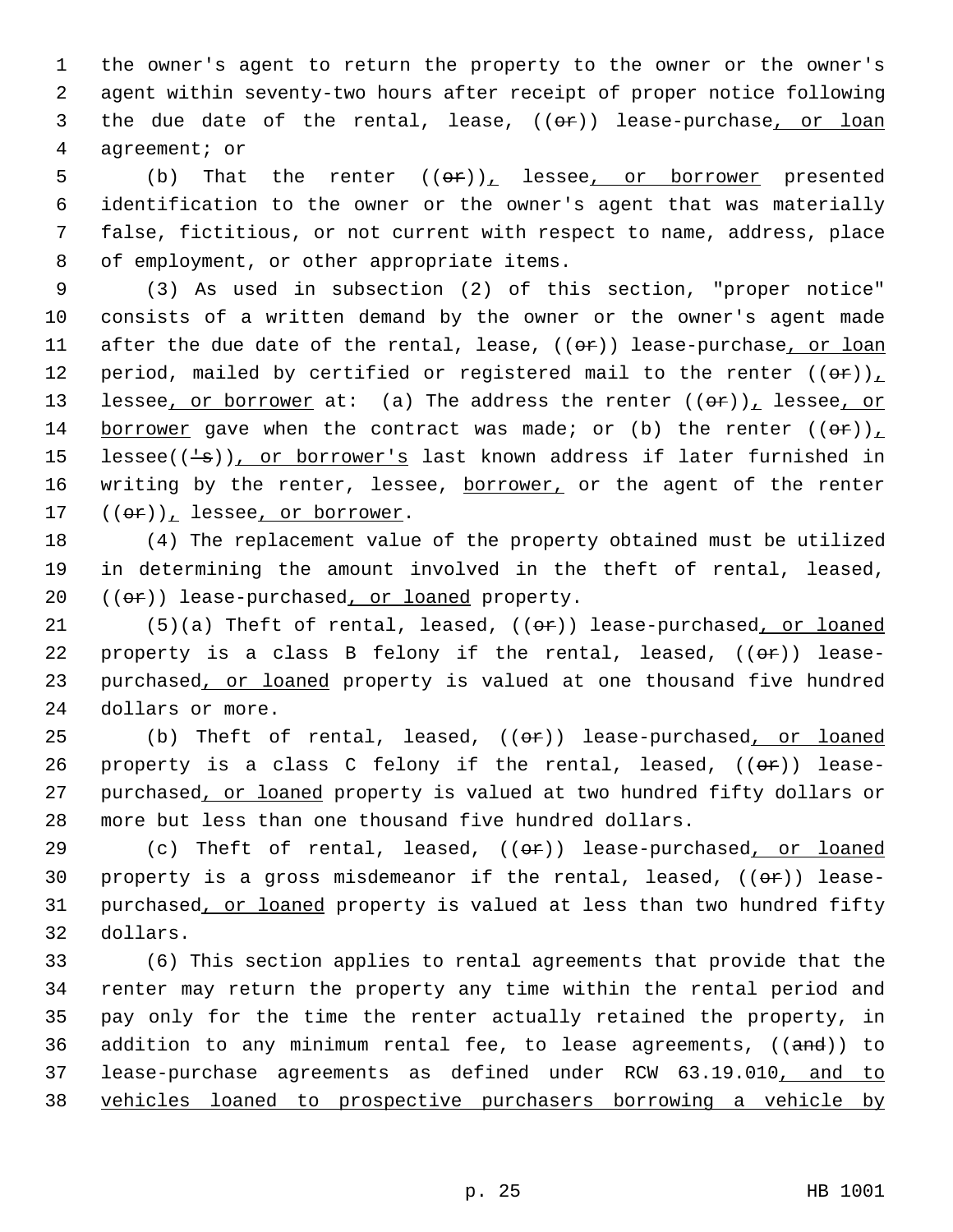the owner's agent to return the property to the owner or the owner's agent within seventy-two hours after receipt of proper notice following the due date of the rental, lease, ((~~or~~)) lease-purchase, or loan agreement; or

(b) That the renter ((~~or~~)), lessee, or borrower presented identification to the owner or the owner's agent that was materially false, fictitious, or not current with respect to name, address, place of employment, or other appropriate items.

(3) As used in subsection (2) of this section, "proper notice" consists of a written demand by the owner or the owner's agent made after the due date of the rental, lease, ((~~or~~)) lease-purchase, or loan period, mailed by certified or registered mail to the renter ((~~or~~)), lessee, or borrower at: (a) The address the renter ((~~or~~)), lessee, or borrower gave when the contract was made; or (b) the renter ((~~or~~)), lessee((~~'s~~)), or borrower's last known address if later furnished in writing by the renter, lessee, borrower, or the agent of the renter ((~~or~~)), lessee, or borrower.

(4) The replacement value of the property obtained must be utilized in determining the amount involved in the theft of rental, leased, ((~~or~~)) lease-purchased, or loaned property.

(5)(a) Theft of rental, leased, ((~~or~~)) lease-purchased, or loaned property is a class B felony if the rental, leased, ((~~or~~)) lease-purchased, or loaned property is valued at one thousand five hundred dollars or more.

(b) Theft of rental, leased, ((~~or~~)) lease-purchased, or loaned property is a class C felony if the rental, leased, ((~~or~~)) lease-purchased, or loaned property is valued at two hundred fifty dollars or more but less than one thousand five hundred dollars.

(c) Theft of rental, leased, ((~~or~~)) lease-purchased, or loaned property is a gross misdemeanor if the rental, leased, ((~~or~~)) lease-purchased, or loaned property is valued at less than two hundred fifty dollars.

(6) This section applies to rental agreements that provide that the renter may return the property any time within the rental period and pay only for the time the renter actually retained the property, in addition to any minimum rental fee, to lease agreements, ((~~and~~)) to lease-purchase agreements as defined under RCW 63.19.010, and to vehicles loaned to prospective purchasers borrowing a vehicle by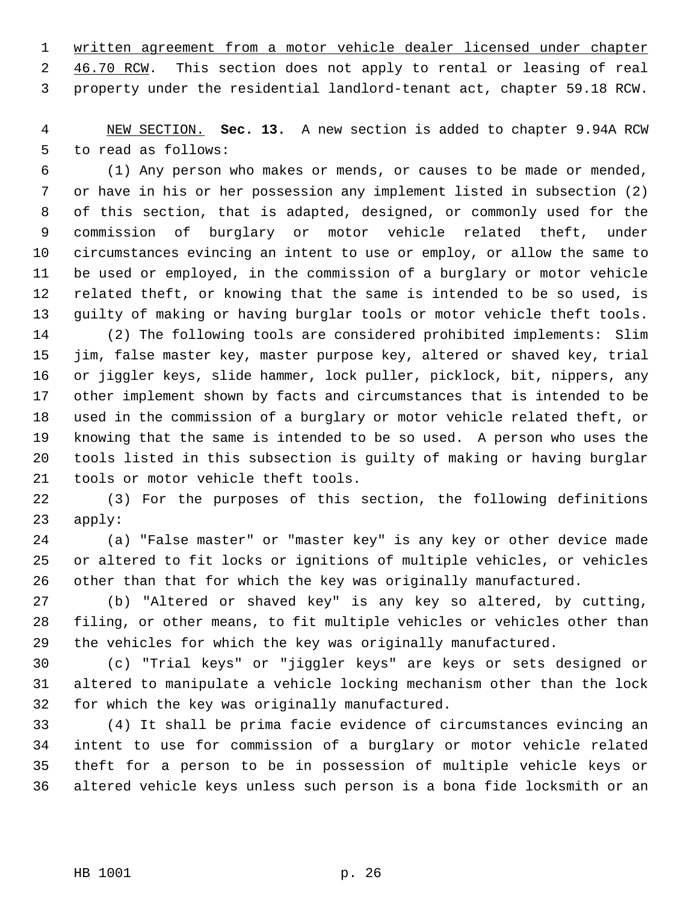written agreement from a motor vehicle dealer licensed under chapter 46.70 RCW. This section does not apply to rental or leasing of real property under the residential landlord-tenant act, chapter 59.18 RCW.

NEW SECTION. **Sec. 13.** A new section is added to chapter 9.94A RCW to read as follows:

(1) Any person who makes or mends, or causes to be made or mended, or have in his or her possession any implement listed in subsection (2) of this section, that is adapted, designed, or commonly used for the commission of burglary or motor vehicle related theft, under circumstances evincing an intent to use or employ, or allow the same to be used or employed, in the commission of a burglary or motor vehicle related theft, or knowing that the same is intended to be so used, is guilty of making or having burglar tools or motor vehicle theft tools.

(2) The following tools are considered prohibited implements: Slim jim, false master key, master purpose key, altered or shaved key, trial or jiggler keys, slide hammer, lock puller, picklock, bit, nippers, any other implement shown by facts and circumstances that is intended to be used in the commission of a burglary or motor vehicle related theft, or knowing that the same is intended to be so used. A person who uses the tools listed in this subsection is guilty of making or having burglar tools or motor vehicle theft tools.

(3) For the purposes of this section, the following definitions apply:

(a) "False master" or "master key" is any key or other device made or altered to fit locks or ignitions of multiple vehicles, or vehicles other than that for which the key was originally manufactured.

(b) "Altered or shaved key" is any key so altered, by cutting, filing, or other means, to fit multiple vehicles or vehicles other than the vehicles for which the key was originally manufactured.

(c) "Trial keys" or "jiggler keys" are keys or sets designed or altered to manipulate a vehicle locking mechanism other than the lock for which the key was originally manufactured.

(4) It shall be prima facie evidence of circumstances evincing an intent to use for commission of a burglary or motor vehicle related theft for a person to be in possession of multiple vehicle keys or altered vehicle keys unless such person is a bona fide locksmith or an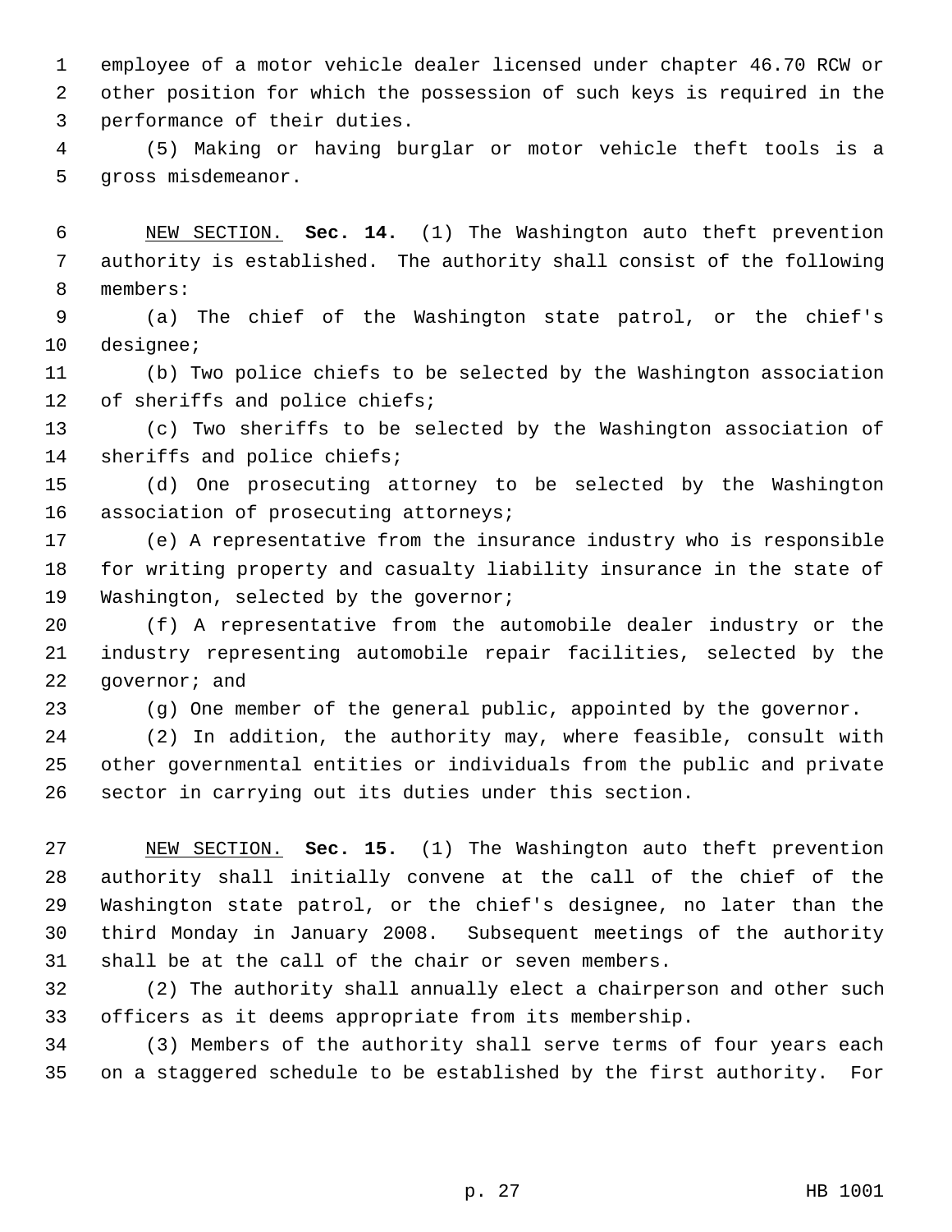employee of a motor vehicle dealer licensed under chapter 46.70 RCW or other position for which the possession of such keys is required in the performance of their duties.

(5) Making or having burglar or motor vehicle theft tools is a gross misdemeanor.

NEW SECTION. **Sec. 14.** (1) The Washington auto theft prevention authority is established. The authority shall consist of the following members:

(a) The chief of the Washington state patrol, or the chief's designee;

(b) Two police chiefs to be selected by the Washington association of sheriffs and police chiefs;

(c) Two sheriffs to be selected by the Washington association of sheriffs and police chiefs;

(d) One prosecuting attorney to be selected by the Washington association of prosecuting attorneys;

(e) A representative from the insurance industry who is responsible for writing property and casualty liability insurance in the state of Washington, selected by the governor;

(f) A representative from the automobile dealer industry or the industry representing automobile repair facilities, selected by the governor; and

(g) One member of the general public, appointed by the governor.

(2) In addition, the authority may, where feasible, consult with other governmental entities or individuals from the public and private sector in carrying out its duties under this section.

NEW SECTION. **Sec. 15.** (1) The Washington auto theft prevention authority shall initially convene at the call of the chief of the Washington state patrol, or the chief's designee, no later than the third Monday in January 2008. Subsequent meetings of the authority shall be at the call of the chair or seven members.

(2) The authority shall annually elect a chairperson and other such officers as it deems appropriate from its membership.

(3) Members of the authority shall serve terms of four years each on a staggered schedule to be established by the first authority. For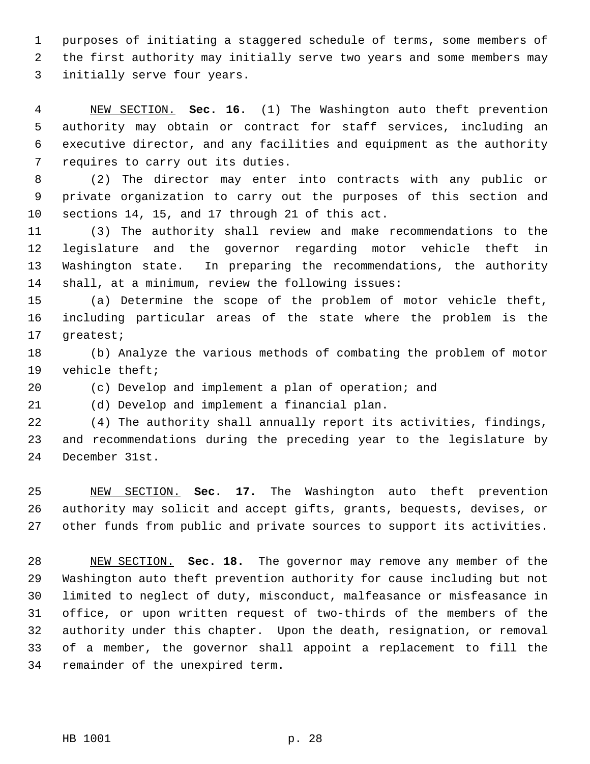purposes of initiating a staggered schedule of terms, some members of the first authority may initially serve two years and some members may initially serve four years.

NEW SECTION. **Sec. 16.** (1) The Washington auto theft prevention authority may obtain or contract for staff services, including an executive director, and any facilities and equipment as the authority requires to carry out its duties.

(2) The director may enter into contracts with any public or private organization to carry out the purposes of this section and sections 14, 15, and 17 through 21 of this act.

(3) The authority shall review and make recommendations to the legislature and the governor regarding motor vehicle theft in Washington state. In preparing the recommendations, the authority shall, at a minimum, review the following issues:

(a) Determine the scope of the problem of motor vehicle theft, including particular areas of the state where the problem is the greatest;

(b) Analyze the various methods of combating the problem of motor vehicle theft;

(c) Develop and implement a plan of operation; and

(d) Develop and implement a financial plan.

(4) The authority shall annually report its activities, findings, and recommendations during the preceding year to the legislature by December 31st.

NEW SECTION. **Sec. 17.** The Washington auto theft prevention authority may solicit and accept gifts, grants, bequests, devises, or other funds from public and private sources to support its activities.

NEW SECTION. **Sec. 18.** The governor may remove any member of the Washington auto theft prevention authority for cause including but not limited to neglect of duty, misconduct, malfeasance or misfeasance in office, or upon written request of two-thirds of the members of the authority under this chapter. Upon the death, resignation, or removal of a member, the governor shall appoint a replacement to fill the remainder of the unexpired term.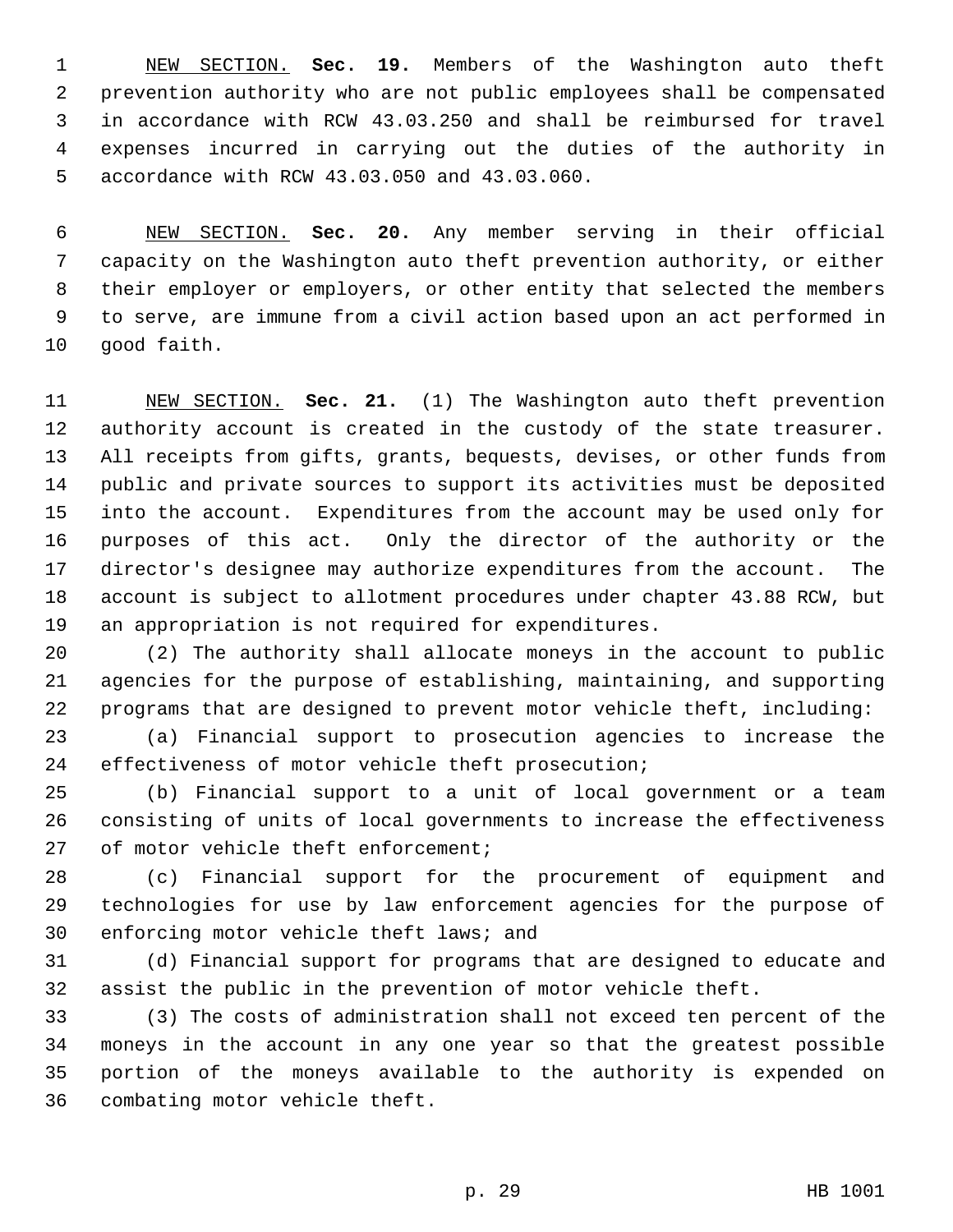NEW SECTION. **Sec. 19.** Members of the Washington auto theft prevention authority who are not public employees shall be compensated in accordance with RCW 43.03.250 and shall be reimbursed for travel expenses incurred in carrying out the duties of the authority in accordance with RCW 43.03.050 and 43.03.060.

NEW SECTION. **Sec. 20.** Any member serving in their official capacity on the Washington auto theft prevention authority, or either their employer or employers, or other entity that selected the members to serve, are immune from a civil action based upon an act performed in good faith.

NEW SECTION. **Sec. 21.** (1) The Washington auto theft prevention authority account is created in the custody of the state treasurer. All receipts from gifts, grants, bequests, devises, or other funds from public and private sources to support its activities must be deposited into the account. Expenditures from the account may be used only for purposes of this act. Only the director of the authority or the director's designee may authorize expenditures from the account. The account is subject to allotment procedures under chapter 43.88 RCW, but an appropriation is not required for expenditures.

(2) The authority shall allocate moneys in the account to public agencies for the purpose of establishing, maintaining, and supporting programs that are designed to prevent motor vehicle theft, including:

(a) Financial support to prosecution agencies to increase the effectiveness of motor vehicle theft prosecution;

(b) Financial support to a unit of local government or a team consisting of units of local governments to increase the effectiveness of motor vehicle theft enforcement;

(c) Financial support for the procurement of equipment and technologies for use by law enforcement agencies for the purpose of enforcing motor vehicle theft laws; and

(d) Financial support for programs that are designed to educate and assist the public in the prevention of motor vehicle theft.

(3) The costs of administration shall not exceed ten percent of the moneys in the account in any one year so that the greatest possible portion of the moneys available to the authority is expended on combating motor vehicle theft.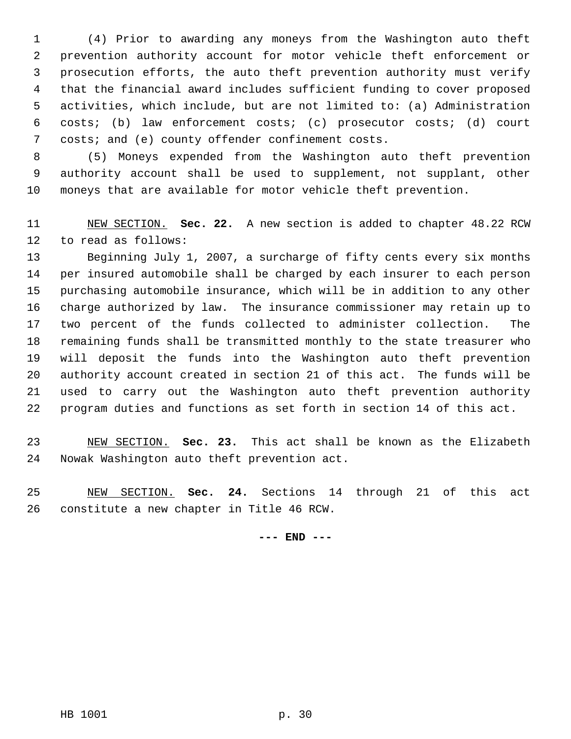(4) Prior to awarding any moneys from the Washington auto theft prevention authority account for motor vehicle theft enforcement or prosecution efforts, the auto theft prevention authority must verify that the financial award includes sufficient funding to cover proposed activities, which include, but are not limited to: (a) Administration costs; (b) law enforcement costs; (c) prosecutor costs; (d) court costs; and (e) county offender confinement costs.

(5) Moneys expended from the Washington auto theft prevention authority account shall be used to supplement, not supplant, other moneys that are available for motor vehicle theft prevention.

NEW SECTION. **Sec. 22.** A new section is added to chapter 48.22 RCW to read as follows:

Beginning July 1, 2007, a surcharge of fifty cents every six months per insured automobile shall be charged by each insurer to each person purchasing automobile insurance, which will be in addition to any other charge authorized by law. The insurance commissioner may retain up to two percent of the funds collected to administer collection. The remaining funds shall be transmitted monthly to the state treasurer who will deposit the funds into the Washington auto theft prevention authority account created in section 21 of this act. The funds will be used to carry out the Washington auto theft prevention authority program duties and functions as set forth in section 14 of this act.

NEW SECTION. **Sec. 23.** This act shall be known as the Elizabeth Nowak Washington auto theft prevention act.

NEW SECTION. **Sec. 24.** Sections 14 through 21 of this act constitute a new chapter in Title 46 RCW.

**--- END ---**